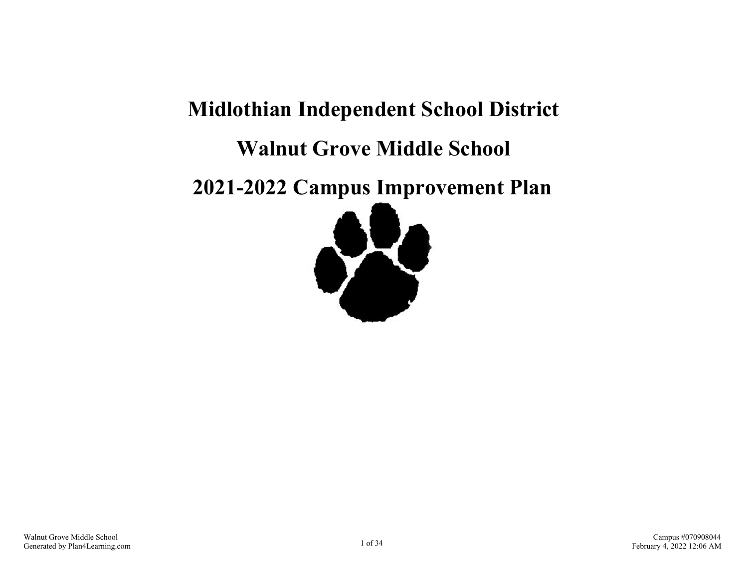# Midlothian Independent School District

# Walnut Grove Middle School

# 2021-2022 Campus Improvement Plan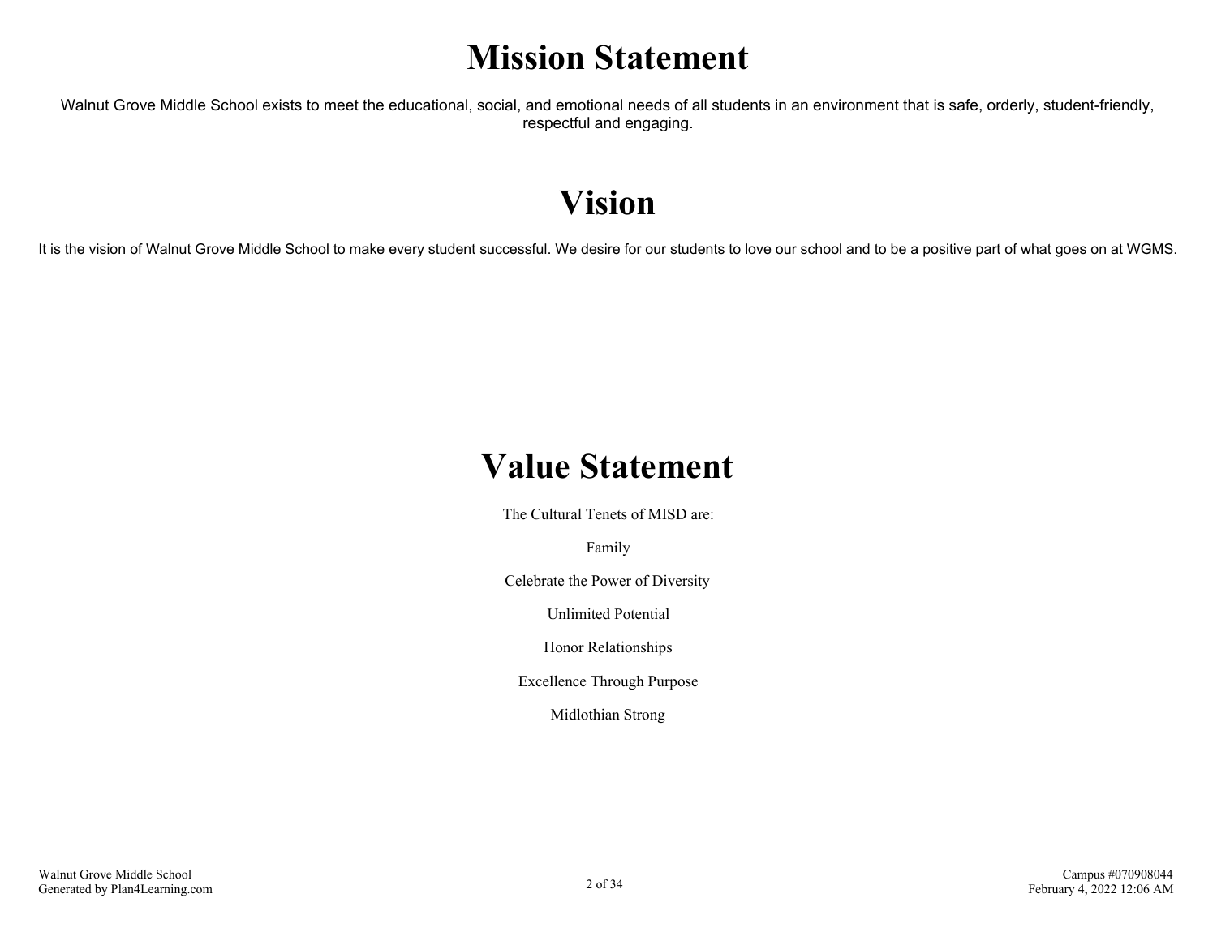# Mission Statement

Walnut Grove Middle School exists to meet the educational, social, and emotional needs of all students in an environment that is safe, orderly, student-friendly, respectful and engaging.

# Vision

It is the vision of Walnut Grove Middle School to make every student successful. We desire for our students to love our school and to be a positive part of what goes on at WGMS.

# Value Statement

The Cultural Tenets of MISD are:

Family

Celebrate the Power of Diversity

Unlimited Potential

Honor Relationships

Excellence Through Purpose

Midlothian Strong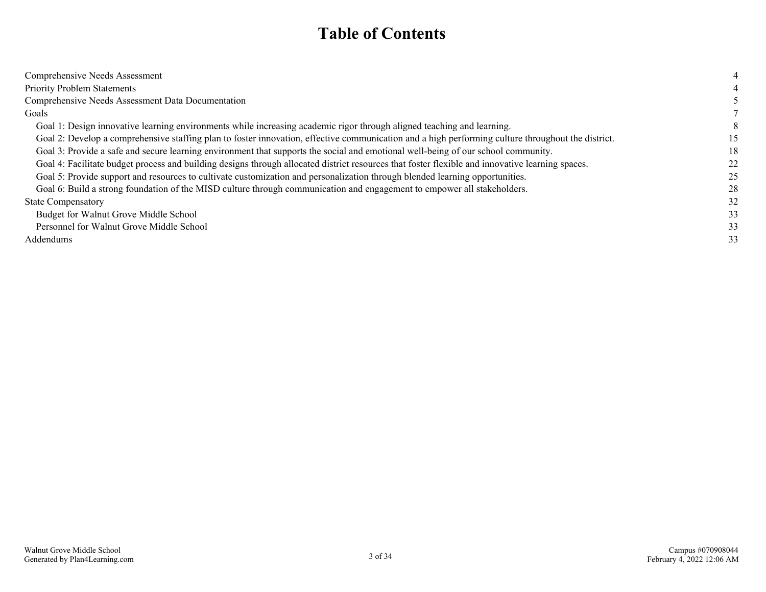# Table of Contents

| | |
|---|---|
| Comprehensive Needs Assessment | 4 |
| Priority Problem Statements | 4 |
| Comprehensive Needs Assessment Data Documentation | 5 |
| Goals | 7 |
| Goal 1: Design innovative learning environments while increasing academic rigor through aligned teaching and learning. | 8 |
| Goal 2: Develop a comprehensive staffing plan to foster innovation, effective communication and a high performing culture throughout the district. | 15 |
| Goal 3: Provide a safe and secure learning environment that supports the social and emotional well-being of our school community. | 18 |
| Goal 4: Facilitate budget process and building designs through allocated district resources that foster flexible and innovative learning spaces. | 22 |
| Goal 5: Provide support and resources to cultivate customization and personalization through blended learning opportunities. | 25 |
| Goal 6: Build a strong foundation of the MISD culture through communication and engagement to empower all stakeholders. | 28 |
| State Compensatory | 32 |
| Budget for Walnut Grove Middle School | 33 |
| Personnel for Walnut Grove Middle School | 33 |
| Addendums | 33 |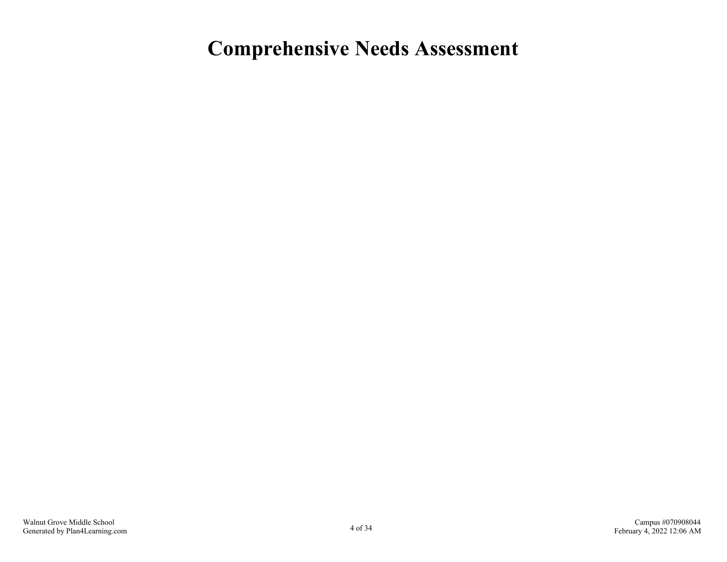# Comprehensive Needs Assessment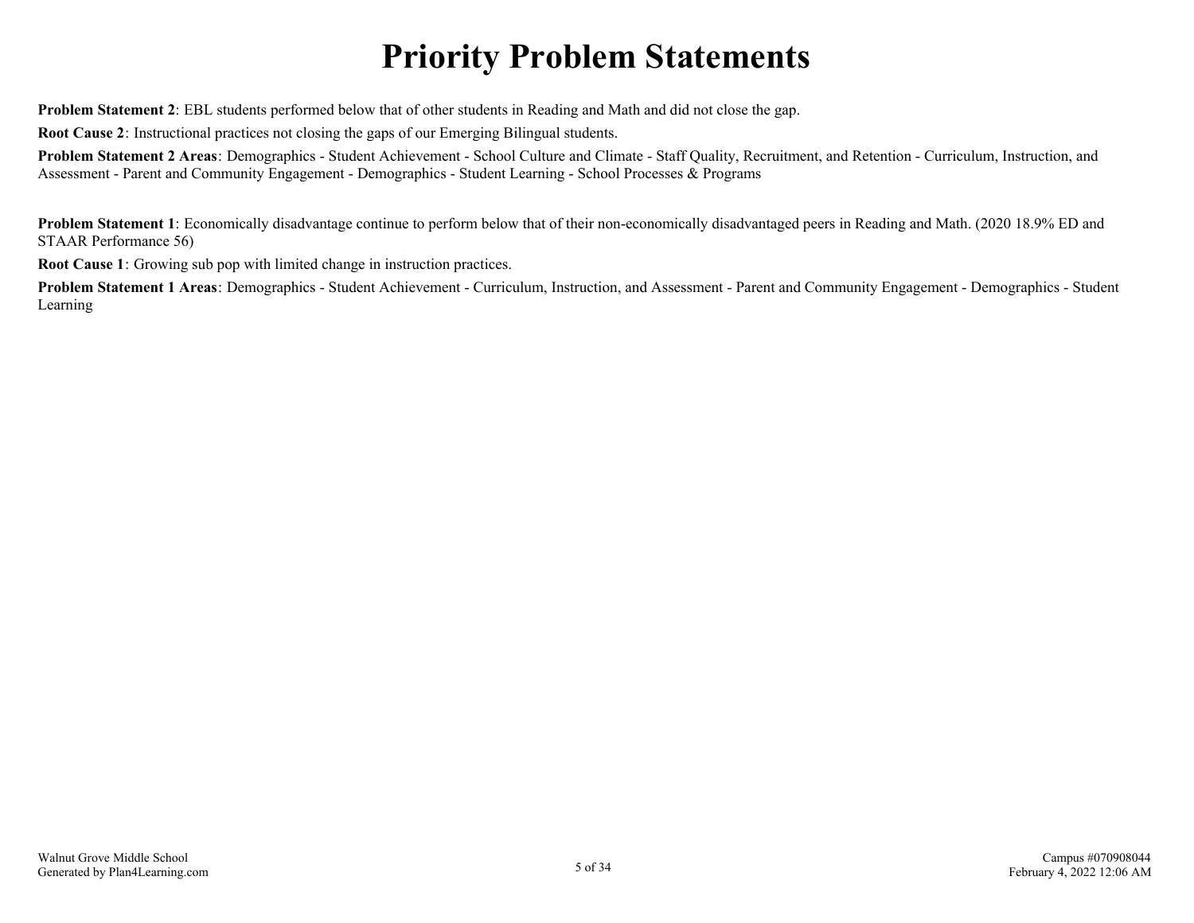# Priority Problem Statements

**Problem Statement 2**: EBL students performed below that of other students in Reading and Math and did not close the gap.

**Root Cause 2**: Instructional practices not closing the gaps of our Emerging Bilingual students.

**Problem Statement 2 Areas**: Demographics - Student Achievement - School Culture and Climate - Staff Quality, Recruitment, and Retention - Curriculum, Instruction, and Assessment - Parent and Community Engagement - Demographics - Student Learning - School Processes & Programs

**Problem Statement 1**: Economically disadvantage continue to perform below that of their non-economically disadvantaged peers in Reading and Math. (2020 18.9% ED and STAAR Performance 56)

**Root Cause 1**: Growing sub pop with limited change in instruction practices.

**Problem Statement 1 Areas**: Demographics - Student Achievement - Curriculum, Instruction, and Assessment - Parent and Community Engagement - Demographics - Student Learning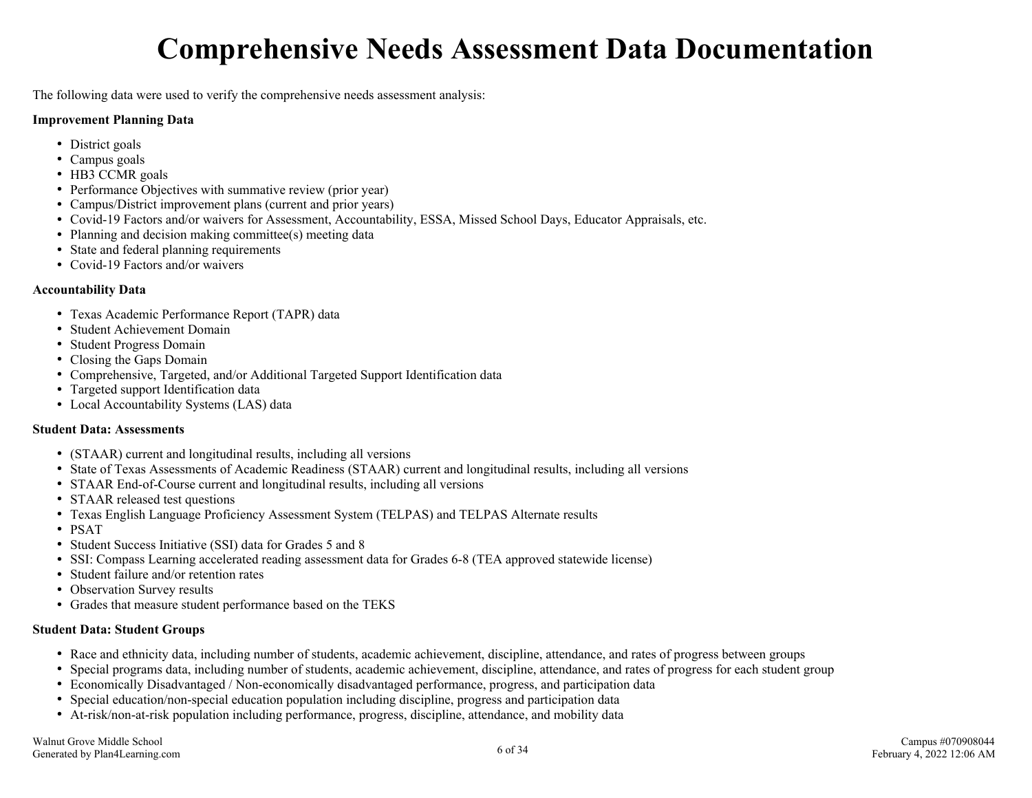# Comprehensive Needs Assessment Data Documentation

The following data were used to verify the comprehensive needs assessment analysis:

**Improvement Planning Data**

- District goals
- Campus goals
- HB3 CCMR goals
- Performance Objectives with summative review (prior year)
- Campus/District improvement plans (current and prior years)
- Covid-19 Factors and/or waivers for Assessment, Accountability, ESSA, Missed School Days, Educator Appraisals, etc.
- Planning and decision making committee(s) meeting data
- State and federal planning requirements
- Covid-19 Factors and/or waivers

**Accountability Data**

- Texas Academic Performance Report (TAPR) data
- Student Achievement Domain
- Student Progress Domain
- Closing the Gaps Domain
- Comprehensive, Targeted, and/or Additional Targeted Support Identification data
- Targeted support Identification data
- Local Accountability Systems (LAS) data

**Student Data: Assessments**

- (STAAR) current and longitudinal results, including all versions
- State of Texas Assessments of Academic Readiness (STAAR) current and longitudinal results, including all versions
- STAAR End-of-Course current and longitudinal results, including all versions
- STAAR released test questions
- Texas English Language Proficiency Assessment System (TELPAS) and TELPAS Alternate results
- PSAT
- Student Success Initiative (SSI) data for Grades 5 and 8
- SSI: Compass Learning accelerated reading assessment data for Grades 6-8 (TEA approved statewide license)
- Student failure and/or retention rates
- Observation Survey results
- Grades that measure student performance based on the TEKS

**Student Data: Student Groups**

- Race and ethnicity data, including number of students, academic achievement, discipline, attendance, and rates of progress between groups
- Special programs data, including number of students, academic achievement, discipline, attendance, and rates of progress for each student group
- Economically Disadvantaged / Non-economically disadvantaged performance, progress, and participation data
- Special education/non-special education population including discipline, progress and participation data
- At-risk/non-at-risk population including performance, progress, discipline, attendance, and mobility data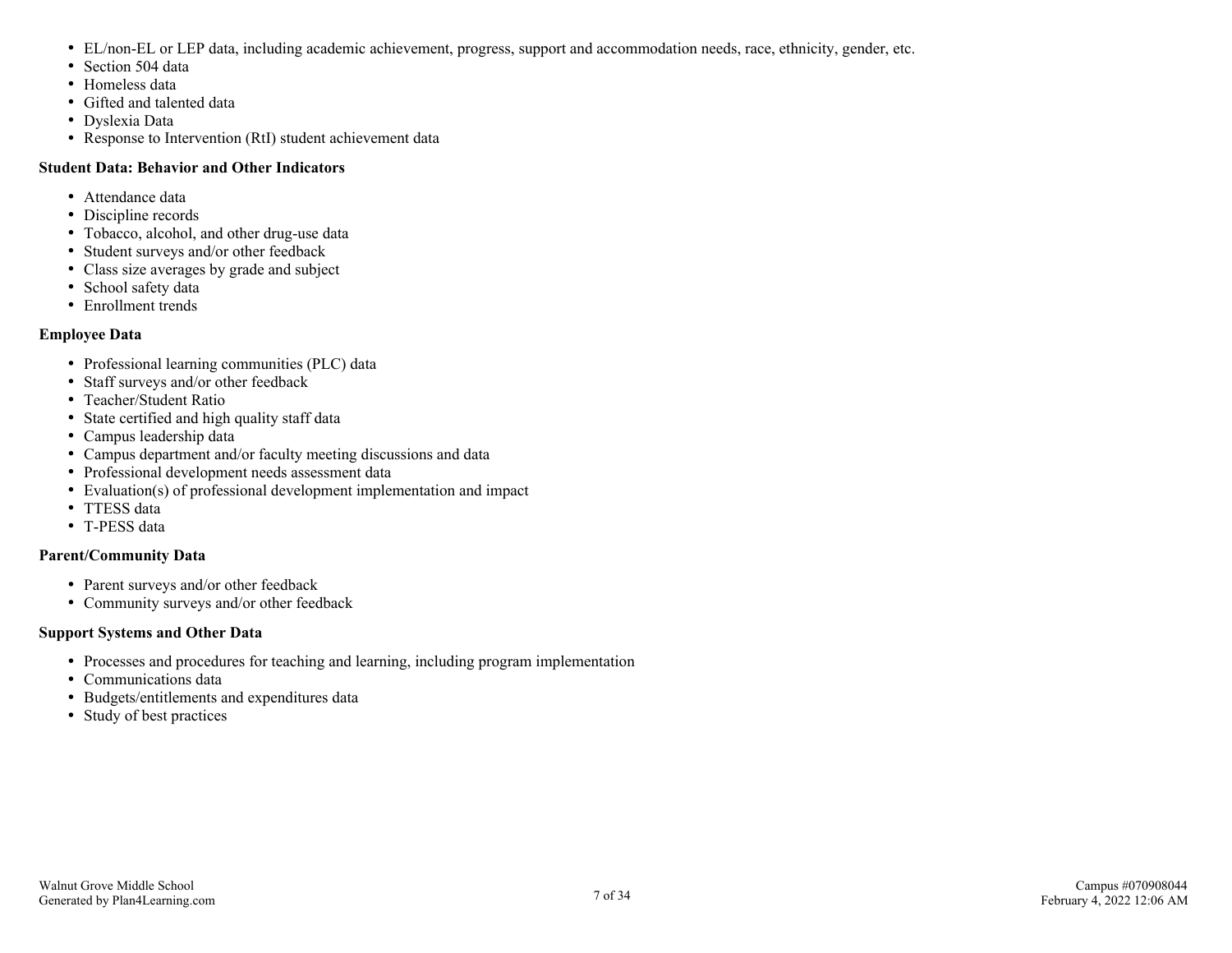- EL/non-EL or LEP data, including academic achievement, progress, support and accommodation needs, race, ethnicity, gender, etc.
- Section 504 data
- Homeless data
- Gifted and talented data
- Dyslexia Data
- Response to Intervention (RtI) student achievement data

**Student Data: Behavior and Other Indicators**

- Attendance data
- Discipline records
- Tobacco, alcohol, and other drug-use data
- Student surveys and/or other feedback
- Class size averages by grade and subject
- School safety data
- Enrollment trends

**Employee Data**

- Professional learning communities (PLC) data
- Staff surveys and/or other feedback
- Teacher/Student Ratio
- State certified and high quality staff data
- Campus leadership data
- Campus department and/or faculty meeting discussions and data
- Professional development needs assessment data
- Evaluation(s) of professional development implementation and impact
- TTESS data
- T-PESS data

**Parent/Community Data**

- Parent surveys and/or other feedback
- Community surveys and/or other feedback

**Support Systems and Other Data**

- Processes and procedures for teaching and learning, including program implementation
- Communications data
- Budgets/entitlements and expenditures data
- Study of best practices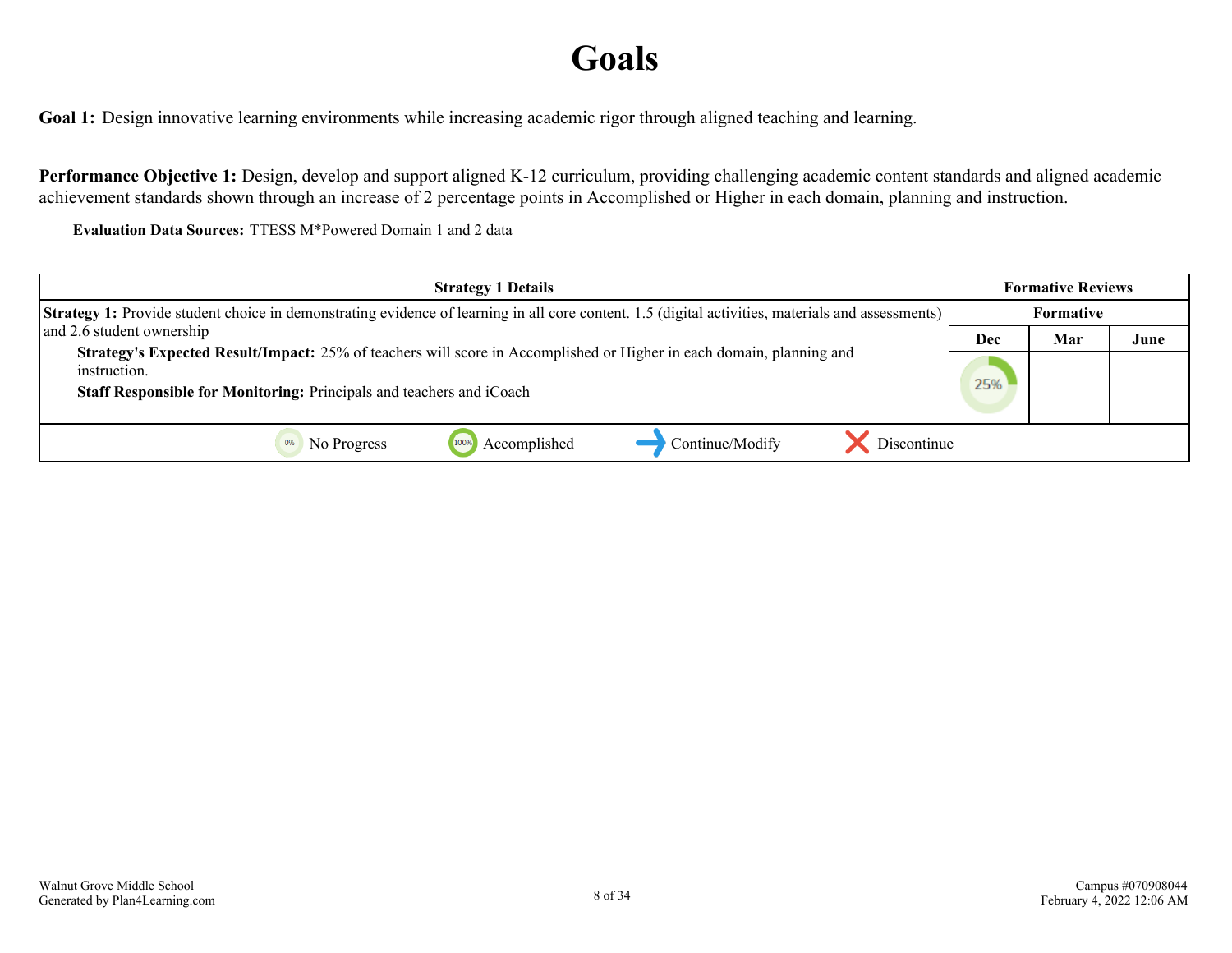# Goals

**Goal 1:** Design innovative learning environments while increasing academic rigor through aligned teaching and learning.

**Performance Objective 1:** Design, develop and support aligned K-12 curriculum, providing challenging academic content standards and aligned academic achievement standards shown through an increase of 2 percentage points in Accomplished or Higher in each domain, planning and instruction.

**Evaluation Data Sources:** TTESS M*Powered Domain 1 and 2 data

| Strategy 1 Details | Formative Reviews | | |
|---|---|---|---|
| | Formative | | |
| | Dec | Mar | June |
| **Strategy 1:** Provide student choice in demonstrating evidence of learning in all core content. 1.5 (digital activities, materials and assessments) and 2.6 student ownership<br>**Strategy's Expected Result/Impact:** 25% of teachers will score in Accomplished or Higher in each domain, planning and instruction.<br>**Staff Responsible for Monitoring:** Principals and teachers and iCoach | 25% | | |

No Progress | Accomplished | Continue/Modify | Discontinue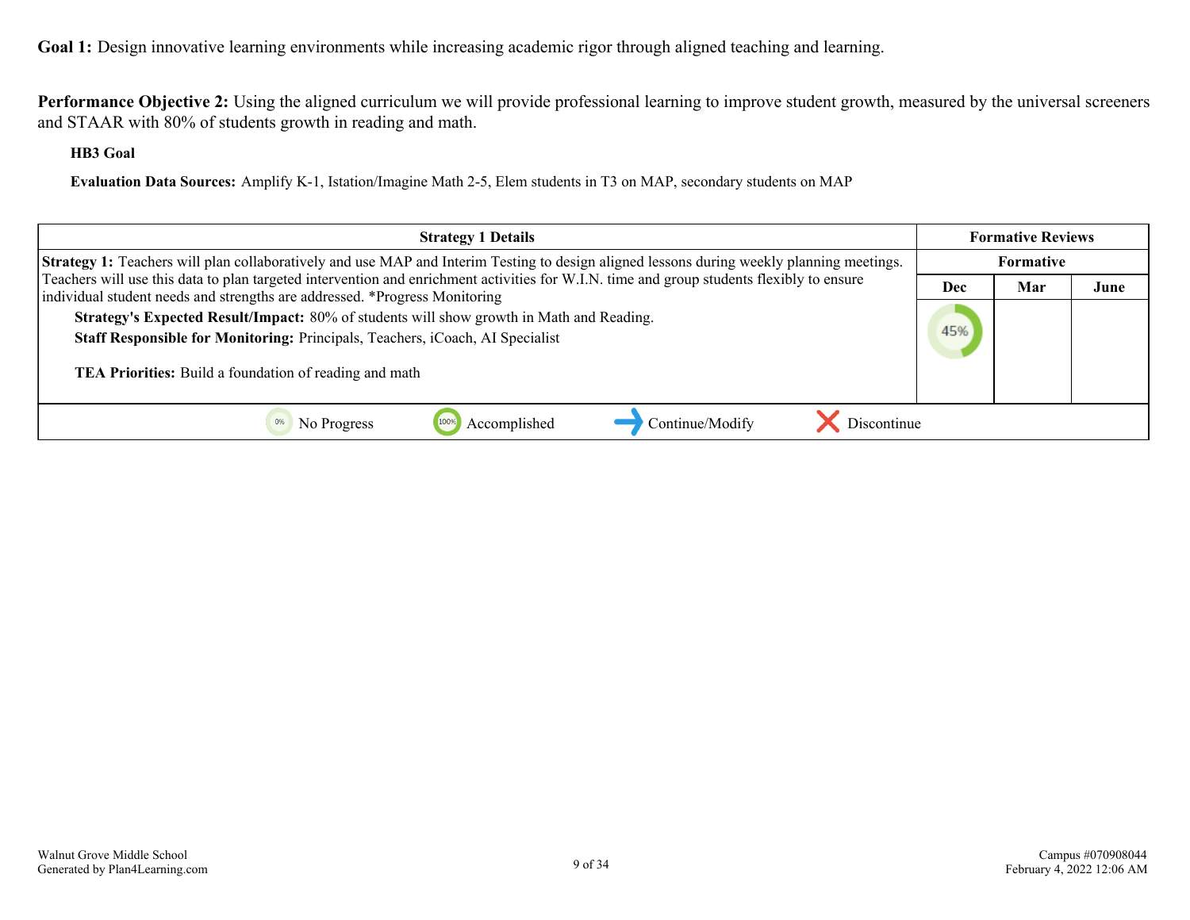**Goal 1:** Design innovative learning environments while increasing academic rigor through aligned teaching and learning.

**Performance Objective 2:** Using the aligned curriculum we will provide professional learning to improve student growth, measured by the universal screeners and STAAR with 80% of students growth in reading and math.

**HB3 Goal**

**Evaluation Data Sources:** Amplify K-1, Istation/Imagine Math 2-5, Elem students in T3 on MAP, secondary students on MAP

| Strategy 1 Details | Formative Reviews | | |
|---|---|---|---|
| | Formative | | |
| | Dec | Mar | June |
| **Strategy 1:** Teachers will plan collaboratively and use MAP and Interim Testing to design aligned lessons during weekly planning meetings. Teachers will use this data to plan targeted intervention and enrichment activities for W.I.N. time and group students flexibly to ensure individual student needs and strengths are addressed. *Progress Monitoring<br>**Strategy's Expected Result/Impact:** 80% of students will show growth in Math and Reading.<br>**Staff Responsible for Monitoring:** Principals, Teachers, iCoach, AI Specialist<br>**TEA Priorities:** Build a foundation of reading and math | 45% | | |

0% No Progress | 100% Accomplished | Continue/Modify | Discontinue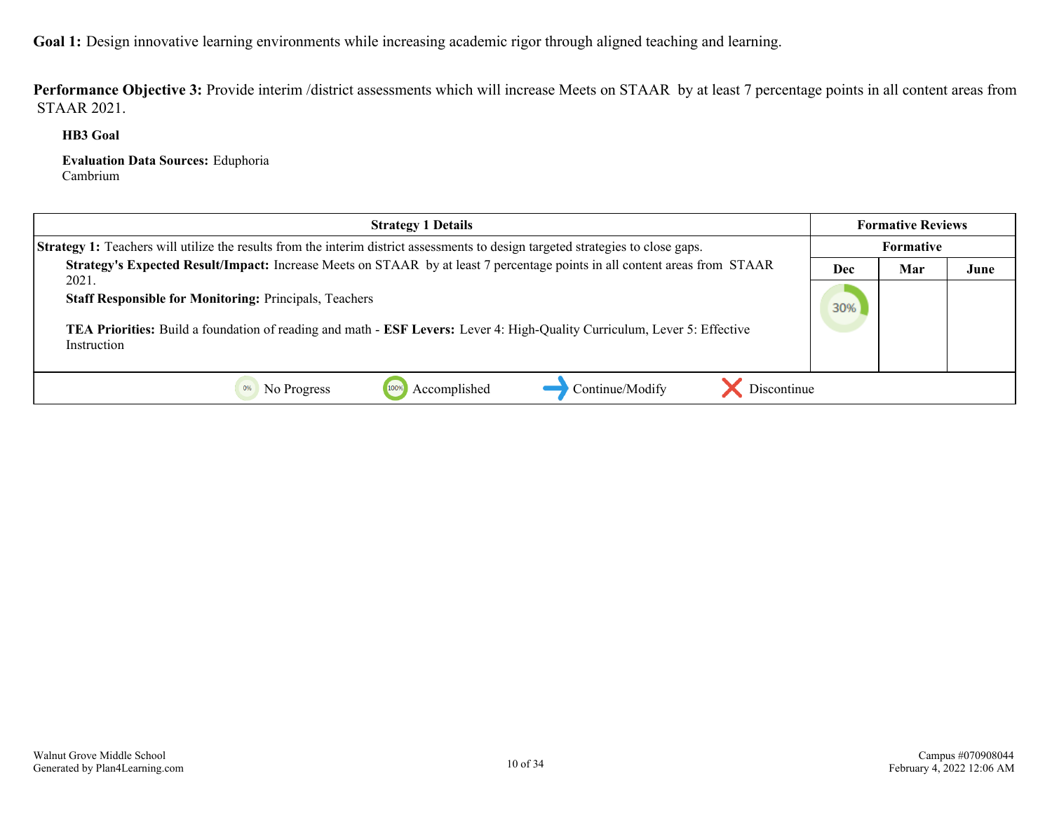**Goal 1:** Design innovative learning environments while increasing academic rigor through aligned teaching and learning.

**Performance Objective 3:** Provide interim /district assessments which will increase Meets on STAAR by at least 7 percentage points in all content areas from STAAR 2021.

**HB3 Goal**

**Evaluation Data Sources:** Eduphoria
Cambrium

| Strategy 1 Details | Formative Reviews | | |
|---|---|---|---|
| **Strategy 1:** Teachers will utilize the results from the interim district assessments to design targeted strategies to close gaps. | Formative | | |
| **Strategy's Expected Result/Impact:** Increase Meets on STAAR by at least 7 percentage points in all content areas from STAAR 2021. | Dec | Mar | June |
| **Staff Responsible for Monitoring:** Principals, Teachers<br><br>**TEA Priorities:** Build a foundation of reading and math - **ESF Levers:** Lever 4: High-Quality Curriculum, Lever 5: Effective Instruction | 30% | | |

0% No Progress | 100% Accomplished | Continue/Modify | Discontinue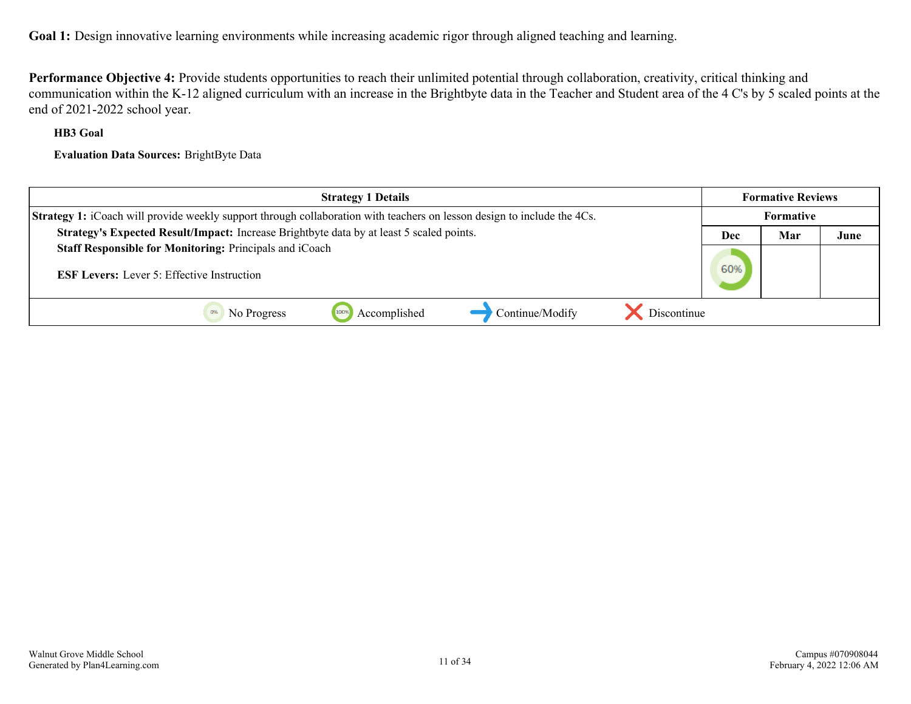**Goal 1:** Design innovative learning environments while increasing academic rigor through aligned teaching and learning.

**Performance Objective 4:** Provide students opportunities to reach their unlimited potential through collaboration, creativity, critical thinking and communication within the K-12 aligned curriculum with an increase in the Brightbyte data in the Teacher and Student area of the 4 C's by 5 scaled points at the end of 2021-2022 school year.

**HB3 Goal**

**Evaluation Data Sources:** BrightByte Data

| Strategy 1 Details | Formative Reviews | | |
|---|---|---|---|
| **Strategy 1:** iCoach will provide weekly support through collaboration with teachers on lesson design to include the 4Cs. | Formative | | |
| **Strategy's Expected Result/Impact:** Increase Brightbyte data by at least 5 scaled points. **Staff Responsible for Monitoring:** Principals and iCoach **ESF Levers:** Lever 5: Effective Instruction | Dec | Mar | June |
| | 60% | | |
| No Progress / Accomplished / Continue/Modify / Discontinue | | | |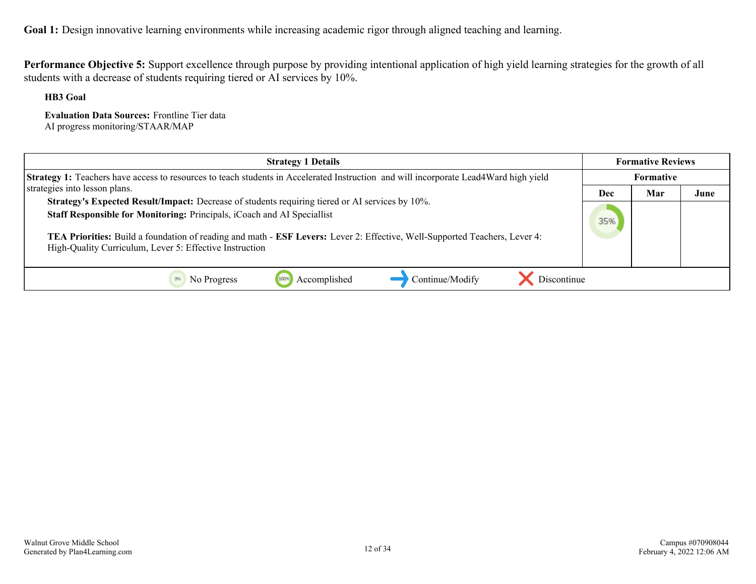**Goal 1:** Design innovative learning environments while increasing academic rigor through aligned teaching and learning.

**Performance Objective 5:** Support excellence through purpose by providing intentional application of high yield learning strategies for the growth of all students with a decrease of students requiring tiered or AI services by 10%.

**HB3 Goal**

**Evaluation Data Sources:** Frontline Tier data
AI progress monitoring/STAAR/MAP

| Strategy 1 Details | Formative Reviews | | |
|---|---|---|---|
| | Formative | | |
| | Dec | Mar | June |
| **Strategy 1:** Teachers have access to resources to teach students in Accelerated Instruction and will incorporate Lead4Ward high yield strategies into lesson plans.<br>**Strategy's Expected Result/Impact:** Decrease of students requiring tiered or AI services by 10%.<br>**Staff Responsible for Monitoring:** Principals, iCoach and AI Speciallist<br><br>**TEA Priorities:** Build a foundation of reading and math - **ESF Levers:** Lever 2: Effective, Well-Supported Teachers, Lever 4: High-Quality Curriculum, Lever 5: Effective Instruction | 35% | | |

0% No Progress | 100% Accomplished | Continue/Modify | Discontinue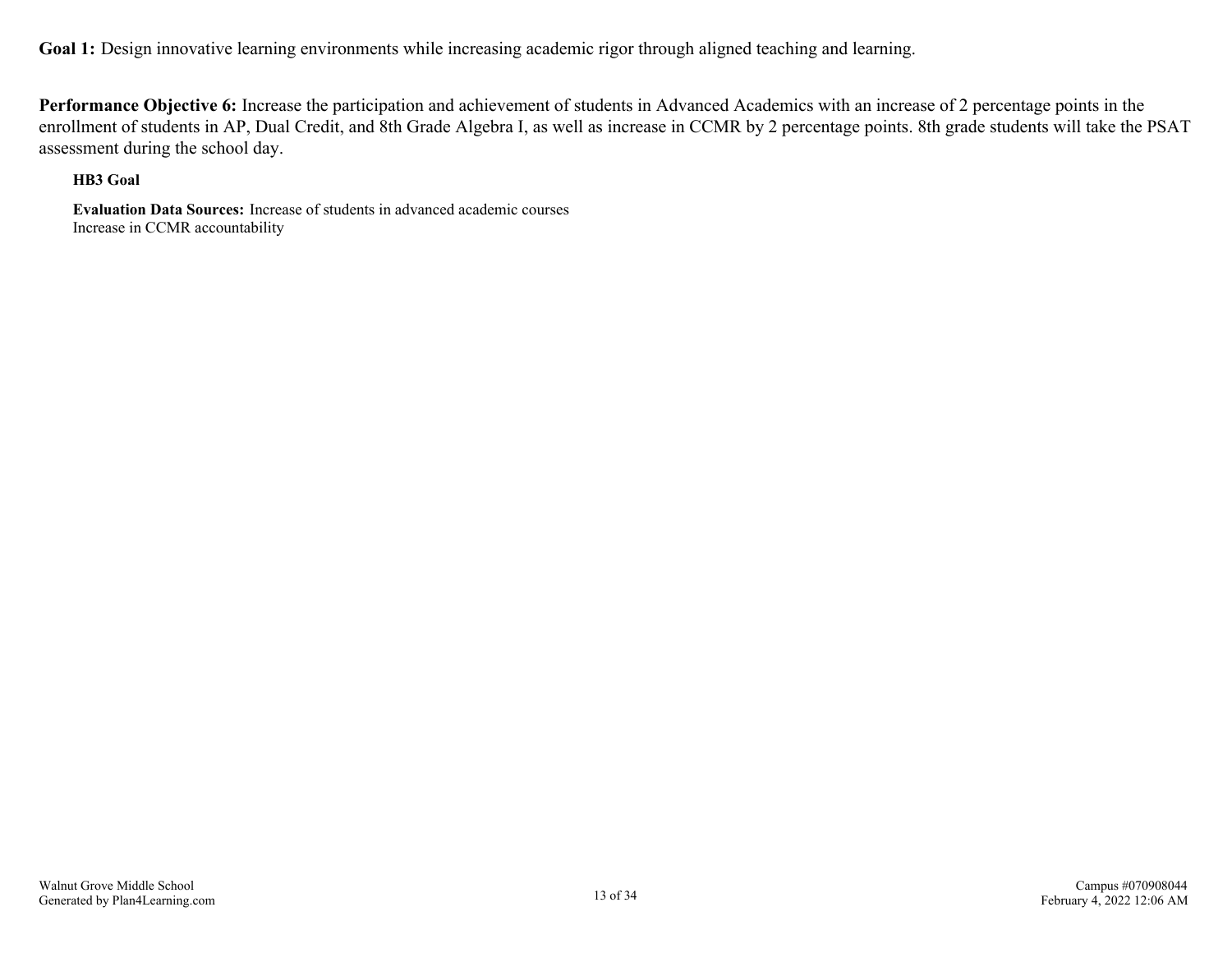**Goal 1:** Design innovative learning environments while increasing academic rigor through aligned teaching and learning.

**Performance Objective 6:** Increase the participation and achievement of students in Advanced Academics with an increase of 2 percentage points in the enrollment of students in AP, Dual Credit, and 8th Grade Algebra I, as well as increase in CCMR by 2 percentage points. 8th grade students will take the PSAT assessment during the school day.

**HB3 Goal**

**Evaluation Data Sources:** Increase of students in advanced academic courses
Increase in CCMR accountability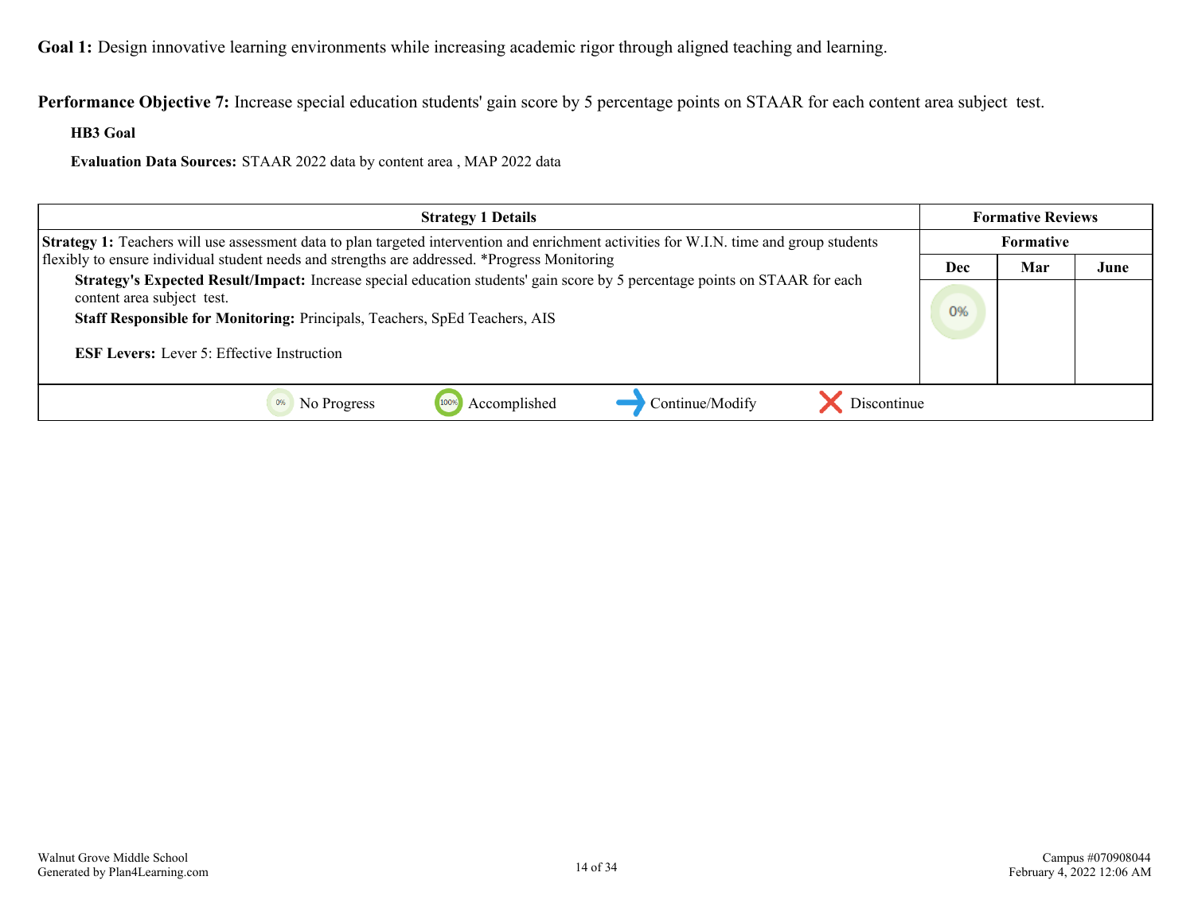**Goal 1:** Design innovative learning environments while increasing academic rigor through aligned teaching and learning.

**Performance Objective 7:** Increase special education students' gain score by 5 percentage points on STAAR for each content area subject test.

**HB3 Goal**

**Evaluation Data Sources:** STAAR 2022 data by content area , MAP 2022 data

| Strategy 1 Details | Formative Reviews | | |
|---|---|---|---|
| | Formative | | |
| | Dec | Mar | June |
| **Strategy 1:** Teachers will use assessment data to plan targeted intervention and enrichment activities for W.I.N. time and group students flexibly to ensure individual student needs and strengths are addressed. *Progress Monitoring<br>**Strategy's Expected Result/Impact:** Increase special education students' gain score by 5 percentage points on STAAR for each content area subject test.<br>**Staff Responsible for Monitoring:** Principals, Teachers, SpEd Teachers, AIS<br>**ESF Levers:** Lever 5: Effective Instruction | 0% | | |

0% No Progress | 100% Accomplished | Continue/Modify | Discontinue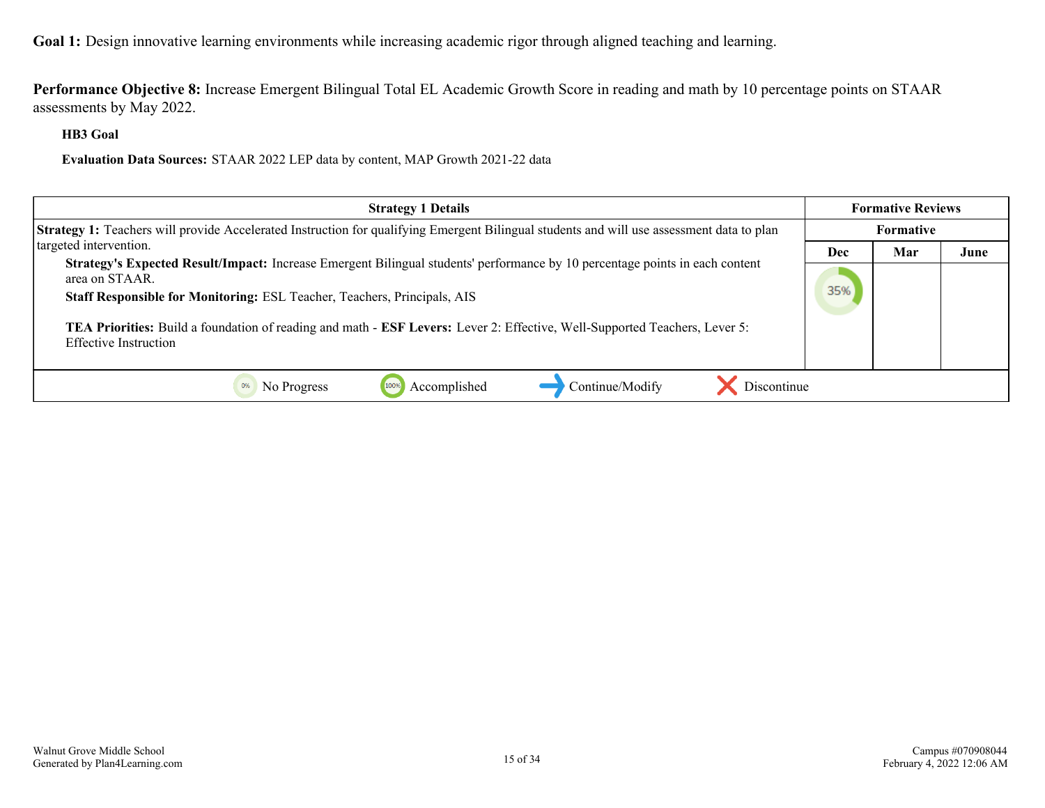**Goal 1:** Design innovative learning environments while increasing academic rigor through aligned teaching and learning.

**Performance Objective 8:** Increase Emergent Bilingual Total EL Academic Growth Score in reading and math by 10 percentage points on STAAR assessments by May 2022.

**HB3 Goal**

**Evaluation Data Sources:** STAAR 2022 LEP data by content, MAP Growth 2021-22 data

| Strategy 1 Details | Formative Reviews | | |
|---|---|---|---|
| | Formative | | |
| | Dec | Mar | June |
| **Strategy 1:** Teachers will provide Accelerated Instruction for qualifying Emergent Bilingual students and will use assessment data to plan targeted intervention.<br>**Strategy's Expected Result/Impact:** Increase Emergent Bilingual students' performance by 10 percentage points in each content area on STAAR.<br>**Staff Responsible for Monitoring:** ESL Teacher, Teachers, Principals, AIS<br><br>**TEA Priorities:** Build a foundation of reading and math - **ESF Levers:** Lever 2: Effective, Well-Supported Teachers, Lever 5: Effective Instruction | 35% | | |

0% No Progress | 100% Accomplished | Continue/Modify | Discontinue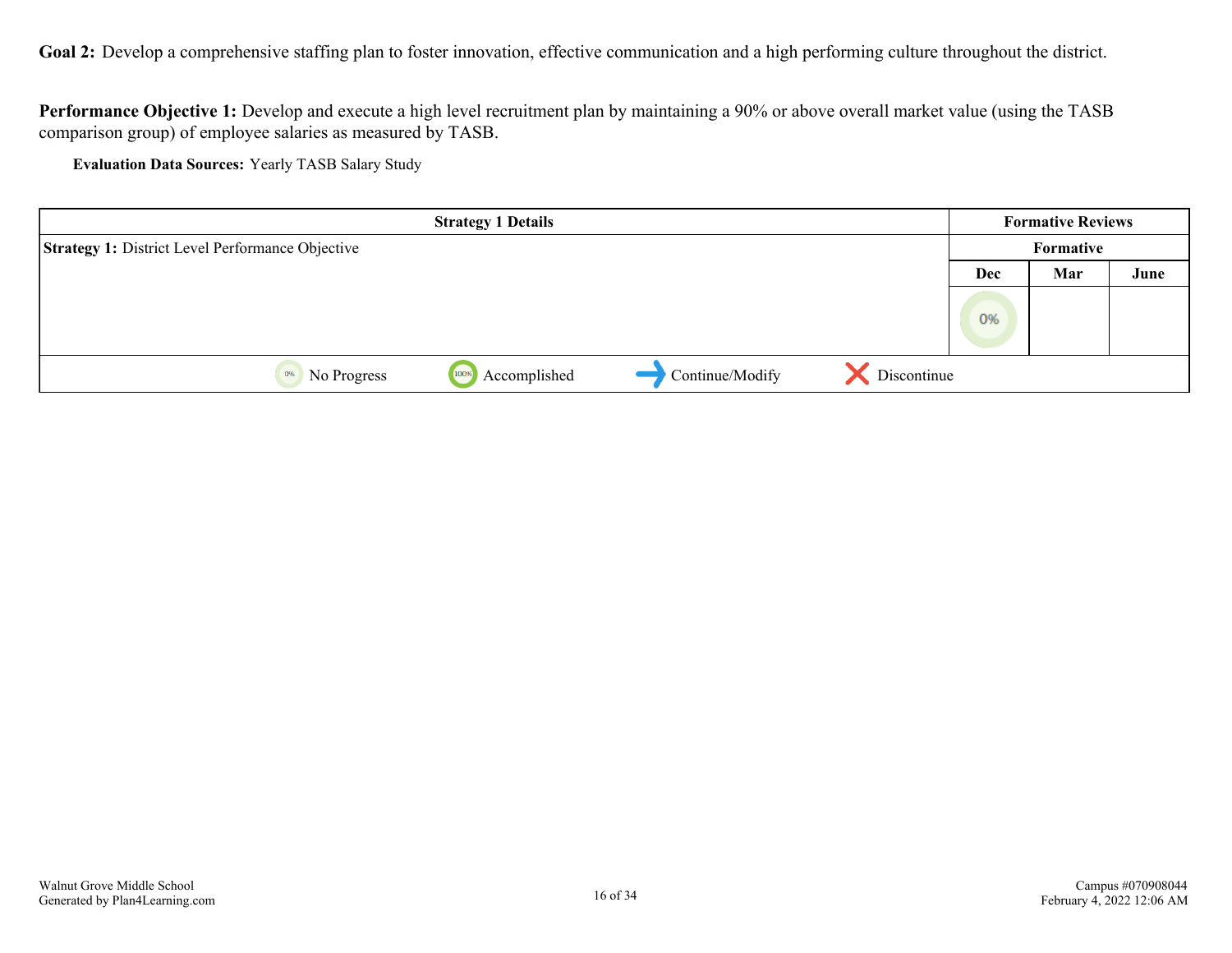**Goal 2:** Develop a comprehensive staffing plan to foster innovation, effective communication and a high performing culture throughout the district.

**Performance Objective 1:** Develop and execute a high level recruitment plan by maintaining a 90% or above overall market value (using the TASB comparison group) of employee salaries as measured by TASB.

**Evaluation Data Sources:** Yearly TASB Salary Study

| Strategy 1 Details | Formative Reviews | | |
|---|---|---|---|
| | Formative | | |
| **Strategy 1:** District Level Performance Objective | Dec | Mar | June |
| | 0% | | |

0% No Progress | 100% Accomplished | ➜ Continue/Modify | ✕ Discontinue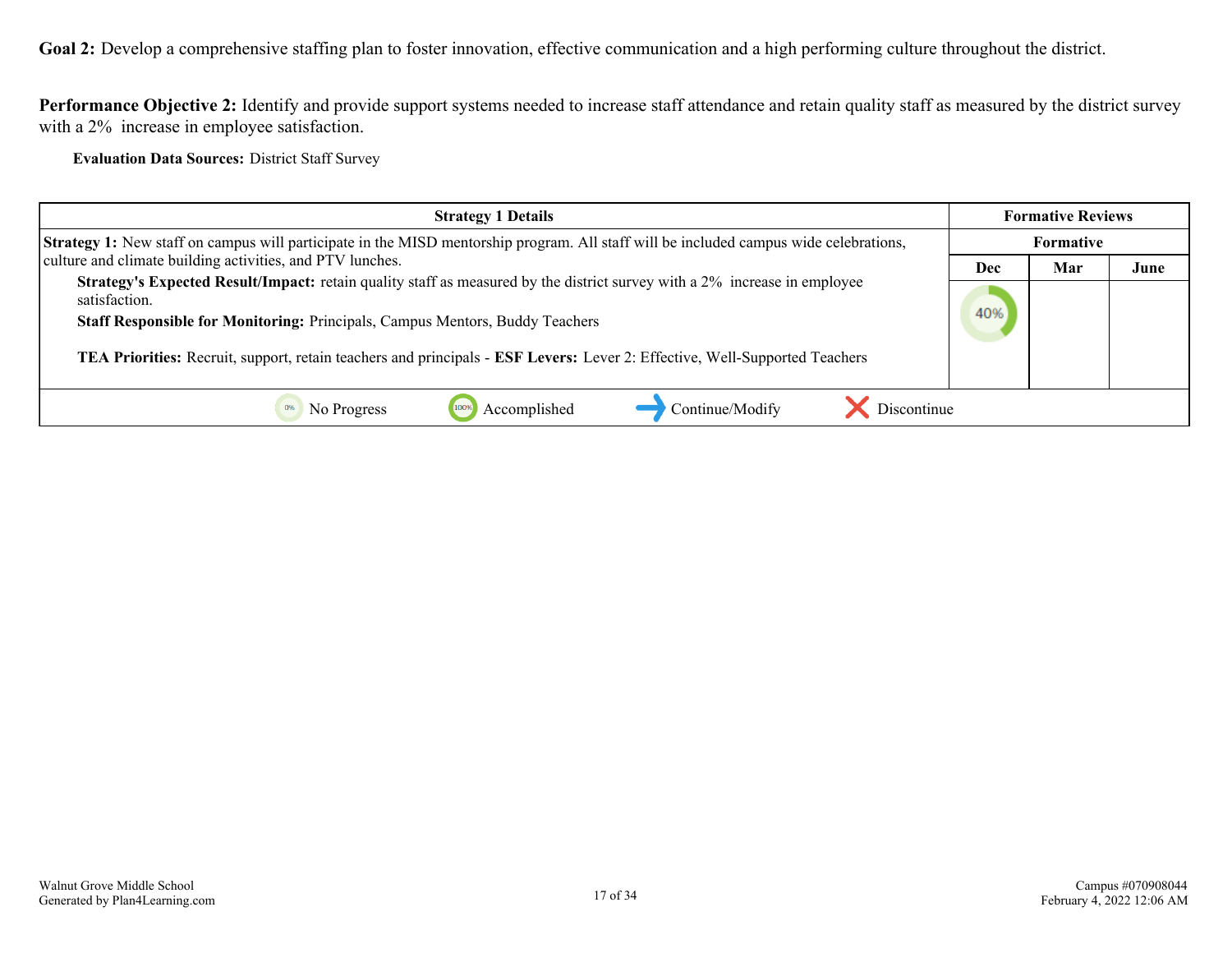**Goal 2:** Develop a comprehensive staffing plan to foster innovation, effective communication and a high performing culture throughout the district.

**Performance Objective 2:** Identify and provide support systems needed to increase staff attendance and retain quality staff as measured by the district survey with a 2% increase in employee satisfaction.

**Evaluation Data Sources:** District Staff Survey

| Strategy 1 Details | Formative Reviews | | |
|---|---|---|---|
| | Formative | | |
| **Strategy 1:** New staff on campus will participate in the MISD mentorship program. All staff will be included campus wide celebrations, culture and climate building activities, and PTV lunches. | Dec | Mar | June |
| **Strategy's Expected Result/Impact:** retain quality staff as measured by the district survey with a 2% increase in employee satisfaction.<br>**Staff Responsible for Monitoring:** Principals, Campus Mentors, Buddy Teachers<br><br>**TEA Priorities:** Recruit, support, retain teachers and principals - **ESF Levers:** Lever 2: Effective, Well-Supported Teachers | 40% | | |

0% No Progress | 100% Accomplished | Continue/Modify | Discontinue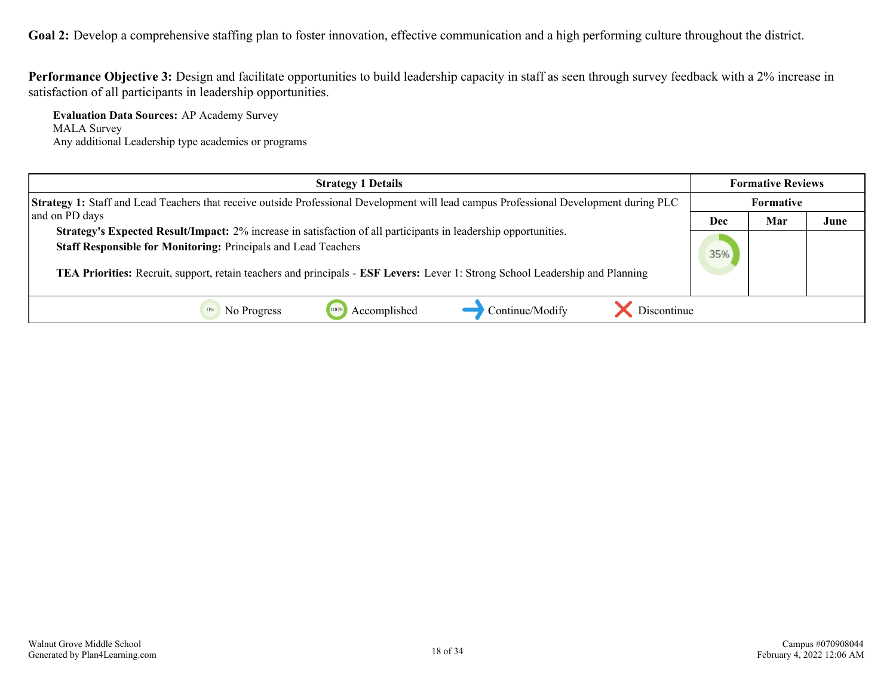**Goal 2:** Develop a comprehensive staffing plan to foster innovation, effective communication and a high performing culture throughout the district.

**Performance Objective 3:** Design and facilitate opportunities to build leadership capacity in staff as seen through survey feedback with a 2% increase in satisfaction of all participants in leadership opportunities.

**Evaluation Data Sources:** AP Academy Survey
MALA Survey
Any additional Leadership type academies or programs

| Strategy 1 Details | Formative Reviews | | |
|---|---|---|---|
| | Formative | | |
| **Strategy 1:** Staff and Lead Teachers that receive outside Professional Development will lead campus Professional Development during PLC and on PD days<br>**Strategy's Expected Result/Impact:** 2% increase in satisfaction of all participants in leadership opportunities.<br>**Staff Responsible for Monitoring:** Principals and Lead Teachers<br><br>**TEA Priorities:** Recruit, support, retain teachers and principals - **ESF Levers:** Lever 1: Strong School Leadership and Planning | Dec | Mar | June |
| | 35% | | |

0% No Progress | 100% Accomplished | Continue/Modify | Discontinue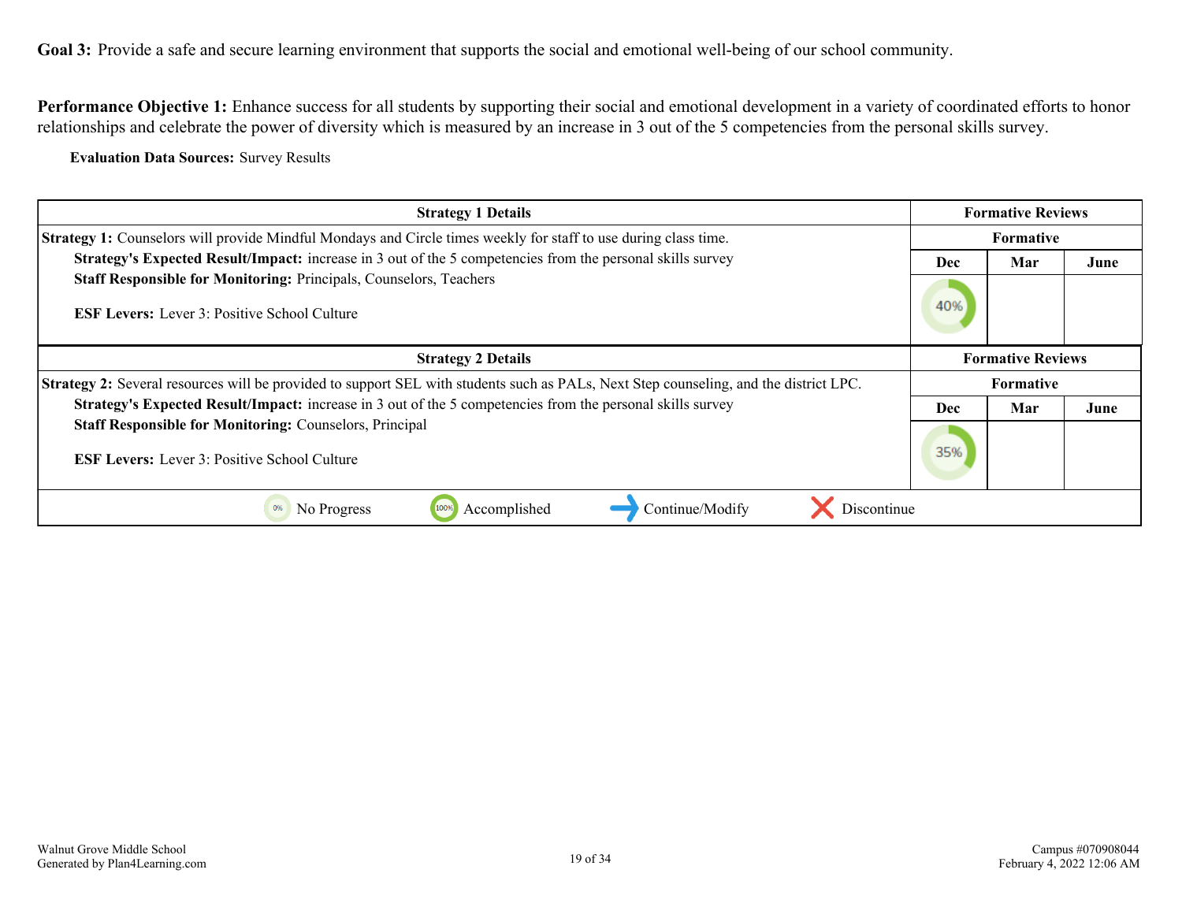**Goal 3:** Provide a safe and secure learning environment that supports the social and emotional well-being of our school community.

**Performance Objective 1:** Enhance success for all students by supporting their social and emotional development in a variety of coordinated efforts to honor relationships and celebrate the power of diversity which is measured by an increase in 3 out of the 5 competencies from the personal skills survey.

**Evaluation Data Sources:** Survey Results

| Strategy 1 Details | Formative Reviews | | |
|---|---|---|---|
| | Formative | | |
| **Strategy 1:** Counselors will provide Mindful Mondays and Circle times weekly for staff to use during class time.<br>**Strategy's Expected Result/Impact:** increase in 3 out of the 5 competencies from the personal skills survey<br>**Staff Responsible for Monitoring:** Principals, Counselors, Teachers<br><br>**ESF Levers:** Lever 3: Positive School Culture | Dec | Mar | June |
| | 40% | | |

| Strategy 2 Details | Formative Reviews | | |
|---|---|---|---|
| | Formative | | |
| **Strategy 2:** Several resources will be provided to support SEL with students such as PALs, Next Step counseling, and the district LPC.<br>**Strategy's Expected Result/Impact:** increase in 3 out of the 5 competencies from the personal skills survey<br>**Staff Responsible for Monitoring:** Counselors, Principal<br><br>**ESF Levers:** Lever 3: Positive School Culture | Dec | Mar | June |
| | 35% | | |

0% No Progress | 100% Accomplished | Continue/Modify | Discontinue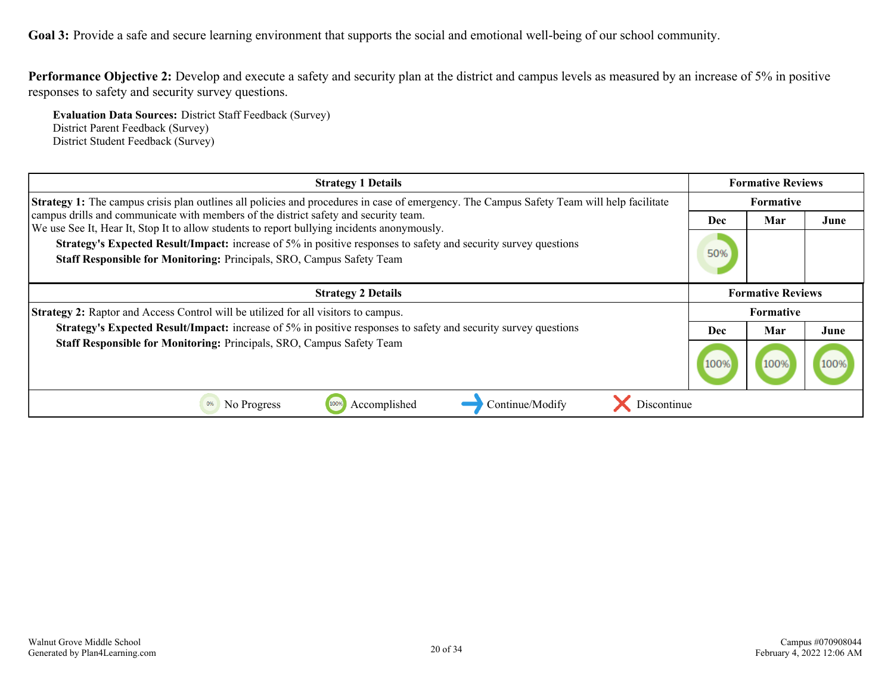**Goal 3:** Provide a safe and secure learning environment that supports the social and emotional well-being of our school community.

**Performance Objective 2:** Develop and execute a safety and security plan at the district and campus levels as measured by an increase of 5% in positive responses to safety and security survey questions.

**Evaluation Data Sources:** District Staff Feedback (Survey)
District Parent Feedback (Survey)
District Student Feedback (Survey)

| Strategy 1 Details | Formative Reviews | | |
|---|---|---|---|
| | Formative | | |
| | Dec | Mar | June |
| **Strategy 1:** The campus crisis plan outlines all policies and procedures in case of emergency. The Campus Safety Team will help facilitate campus drills and communicate with members of the district safety and security team.<br>We use See It, Hear It, Stop It to allow students to report bullying incidents anonymously.<br>**Strategy's Expected Result/Impact:** increase of 5% in positive responses to safety and security survey questions<br>**Staff Responsible for Monitoring:** Principals, SRO, Campus Safety Team | 50% | | |

| Strategy 2 Details | Formative Reviews | | |
|---|---|---|---|
| | Formative | | |
| | Dec | Mar | June |
| **Strategy 2:** Raptor and Access Control will be utilized for all visitors to campus.<br>**Strategy's Expected Result/Impact:** increase of 5% in positive responses to safety and security survey questions<br>**Staff Responsible for Monitoring:** Principals, SRO, Campus Safety Team | 100% | 100% | 100% |

0% No Progress | 100% Accomplished | → Continue/Modify | ✗ Discontinue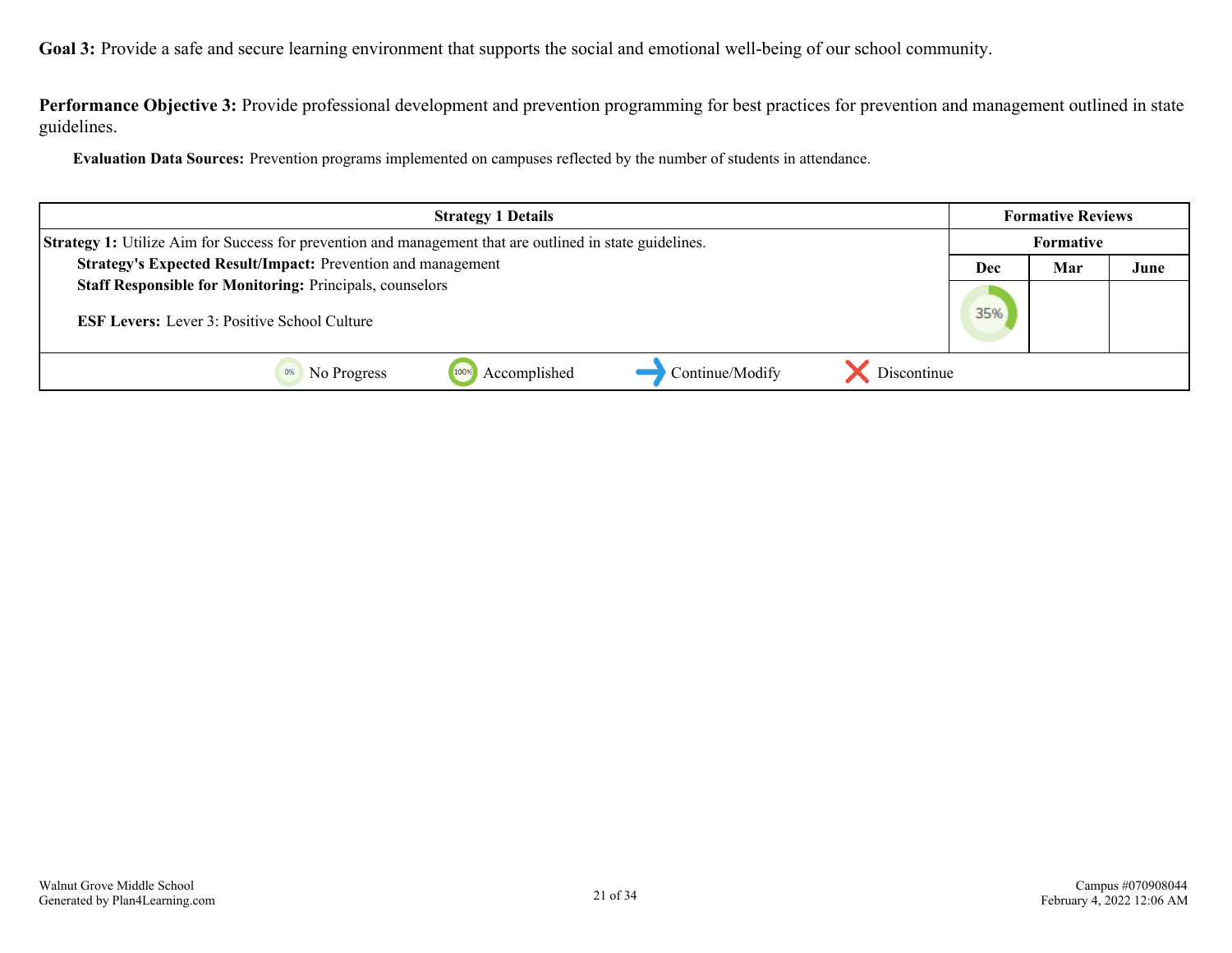**Goal 3:** Provide a safe and secure learning environment that supports the social and emotional well-being of our school community.

**Performance Objective 3:** Provide professional development and prevention programming for best practices for prevention and management outlined in state guidelines.

**Evaluation Data Sources:** Prevention programs implemented on campuses reflected by the number of students in attendance.

| Strategy 1 Details | Formative Reviews | | |
|---|---|---|---|
| **Strategy 1:** Utilize Aim for Success for prevention and management that are outlined in state guidelines. | Formative | | |
| **Strategy's Expected Result/Impact:** Prevention and management<br>**Staff Responsible for Monitoring:** Principals, counselors<br><br>**ESF Levers:** Lever 3: Positive School Culture | Dec | Mar | June |
| | 35% | | |
| 0% No Progress — 100% Accomplished — Continue/Modify — Discontinue | | | |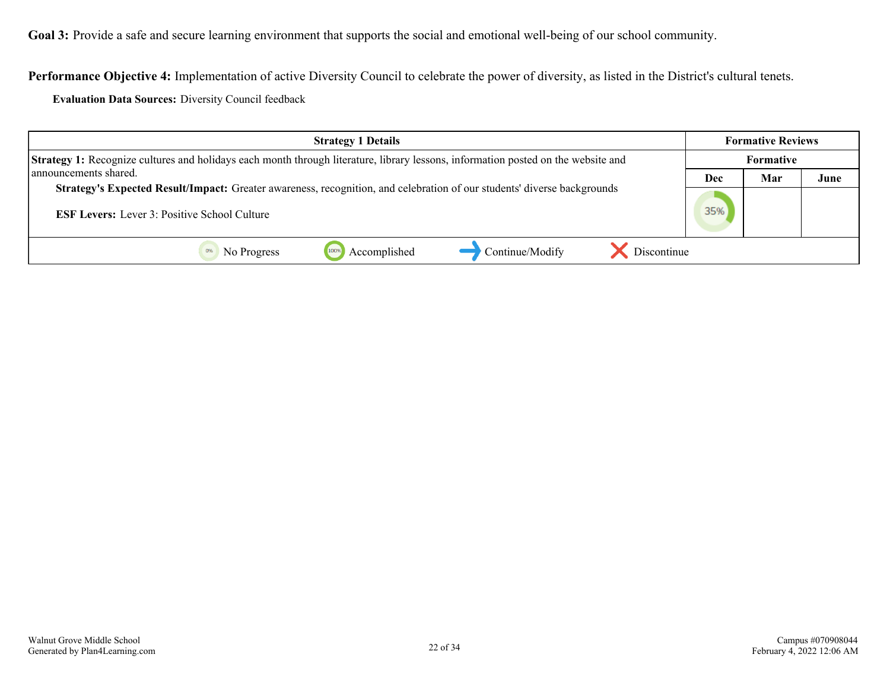**Goal 3:** Provide a safe and secure learning environment that supports the social and emotional well-being of our school community.

**Performance Objective 4:** Implementation of active Diversity Council to celebrate the power of diversity, as listed in the District's cultural tenets.

**Evaluation Data Sources:** Diversity Council feedback

| Strategy 1 Details | Formative Reviews | | |
|---|---|---|---|
| | Formative | | |
| | Dec | Mar | June |
| **Strategy 1:** Recognize cultures and holidays each month through literature, library lessons, information posted on the website and announcements shared.<br>**Strategy's Expected Result/Impact:** Greater awareness, recognition, and celebration of our students' diverse backgrounds<br>**ESF Levers:** Lever 3: Positive School Culture | 35% | | |

0% No Progress | 100% Accomplished | → Continue/Modify | ✕ Discontinue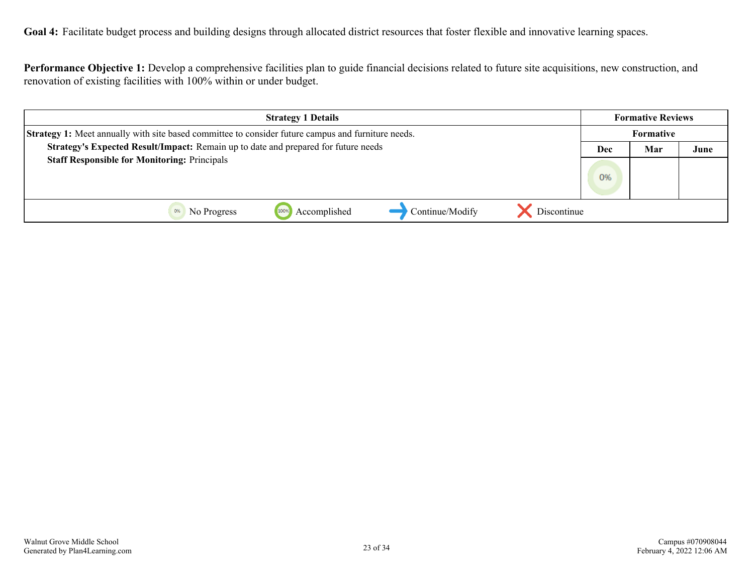**Goal 4:** Facilitate budget process and building designs through allocated district resources that foster flexible and innovative learning spaces.

**Performance Objective 1:** Develop a comprehensive facilities plan to guide financial decisions related to future site acquisitions, new construction, and renovation of existing facilities with 100% within or under budget.

| Strategy 1 Details | Formative Reviews | | |
|---|---|---|---|
| | Formative | | |
| | Dec | Mar | June |
| **Strategy 1:** Meet annually with site based committee to consider future campus and furniture needs.<br>**Strategy's Expected Result/Impact:** Remain up to date and prepared for future needs<br>**Staff Responsible for Monitoring:** Principals | 0% | | |

0% No Progress | 100% Accomplished | → Continue/Modify | ✗ Discontinue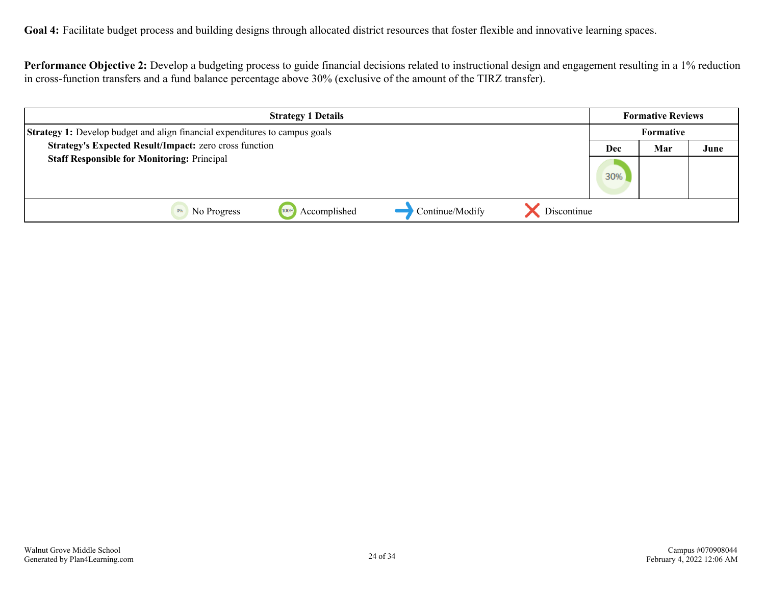**Goal 4:** Facilitate budget process and building designs through allocated district resources that foster flexible and innovative learning spaces.

**Performance Objective 2:** Develop a budgeting process to guide financial decisions related to instructional design and engagement resulting in a 1% reduction in cross-function transfers and a fund balance percentage above 30% (exclusive of the amount of the TIRZ transfer).

| Strategy 1 Details | Formative Reviews | | |
|---|---|---|---|
| | Formative | | |
| | Dec | Mar | June |
| **Strategy 1:** Develop budget and align financial expenditures to campus goals<br>**Strategy's Expected Result/Impact:** zero cross function<br>**Staff Responsible for Monitoring:** Principal | 30% | | |

0% No Progress | 100% Accomplished | Continue/Modify | Discontinue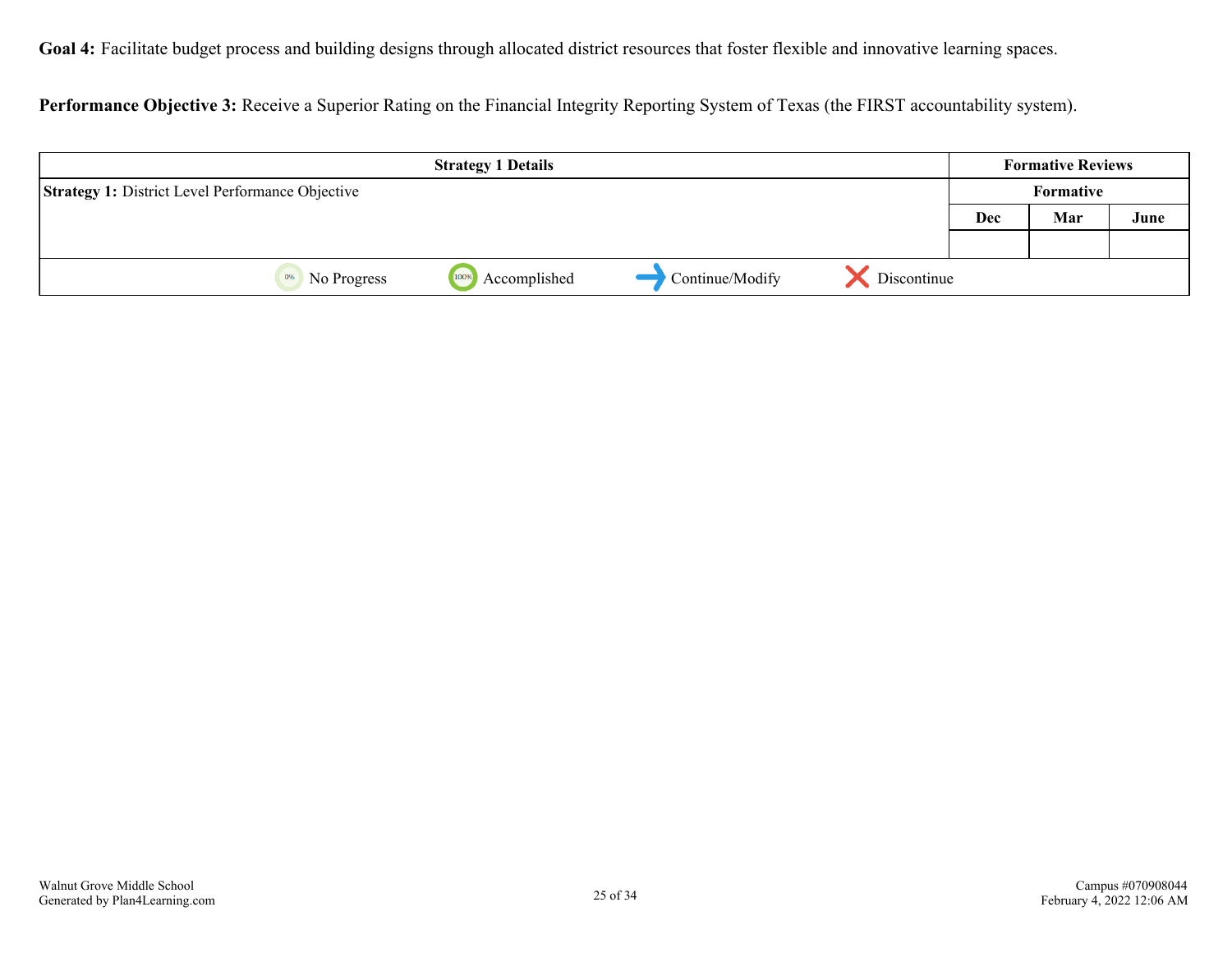**Goal 4:** Facilitate budget process and building designs through allocated district resources that foster flexible and innovative learning spaces.

**Performance Objective 3:** Receive a Superior Rating on the Financial Integrity Reporting System of Texas (the FIRST accountability system).

| Strategy 1 Details | Formative Reviews | | |
|---|---|---|---|
| **Strategy 1:** District Level Performance Objective | Formative | | |
| | Dec | Mar | June |
| | | | |

No Progress | Accomplished | Continue/Modify | Discontinue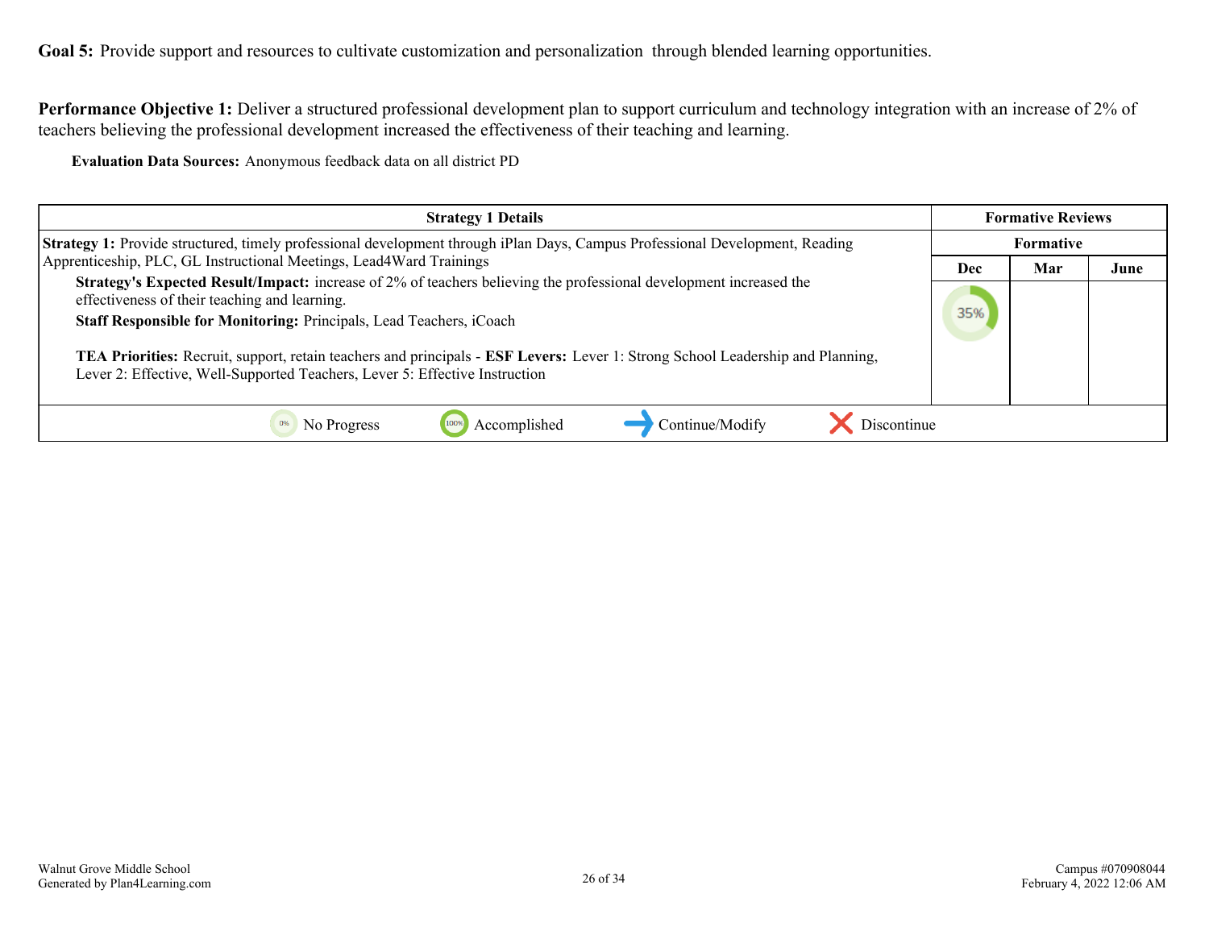**Goal 5:** Provide support and resources to cultivate customization and personalization through blended learning opportunities.

**Performance Objective 1:** Deliver a structured professional development plan to support curriculum and technology integration with an increase of 2% of teachers believing the professional development increased the effectiveness of their teaching and learning.

**Evaluation Data Sources:** Anonymous feedback data on all district PD

| Strategy 1 Details | Formative Reviews | | |
|---|---|---|---|
| | Formative | | |
| | Dec | Mar | June |
| **Strategy 1:** Provide structured, timely professional development through iPlan Days, Campus Professional Development, Reading Apprenticeship, PLC, GL Instructional Meetings, Lead4Ward Trainings<br>**Strategy's Expected Result/Impact:** increase of 2% of teachers believing the professional development increased the effectiveness of their teaching and learning.<br>**Staff Responsible for Monitoring:** Principals, Lead Teachers, iCoach<br><br>**TEA Priorities:** Recruit, support, retain teachers and principals - **ESF Levers:** Lever 1: Strong School Leadership and Planning, Lever 2: Effective, Well-Supported Teachers, Lever 5: Effective Instruction | 35% | | |

0% No Progress | 100% Accomplished | Continue/Modify | Discontinue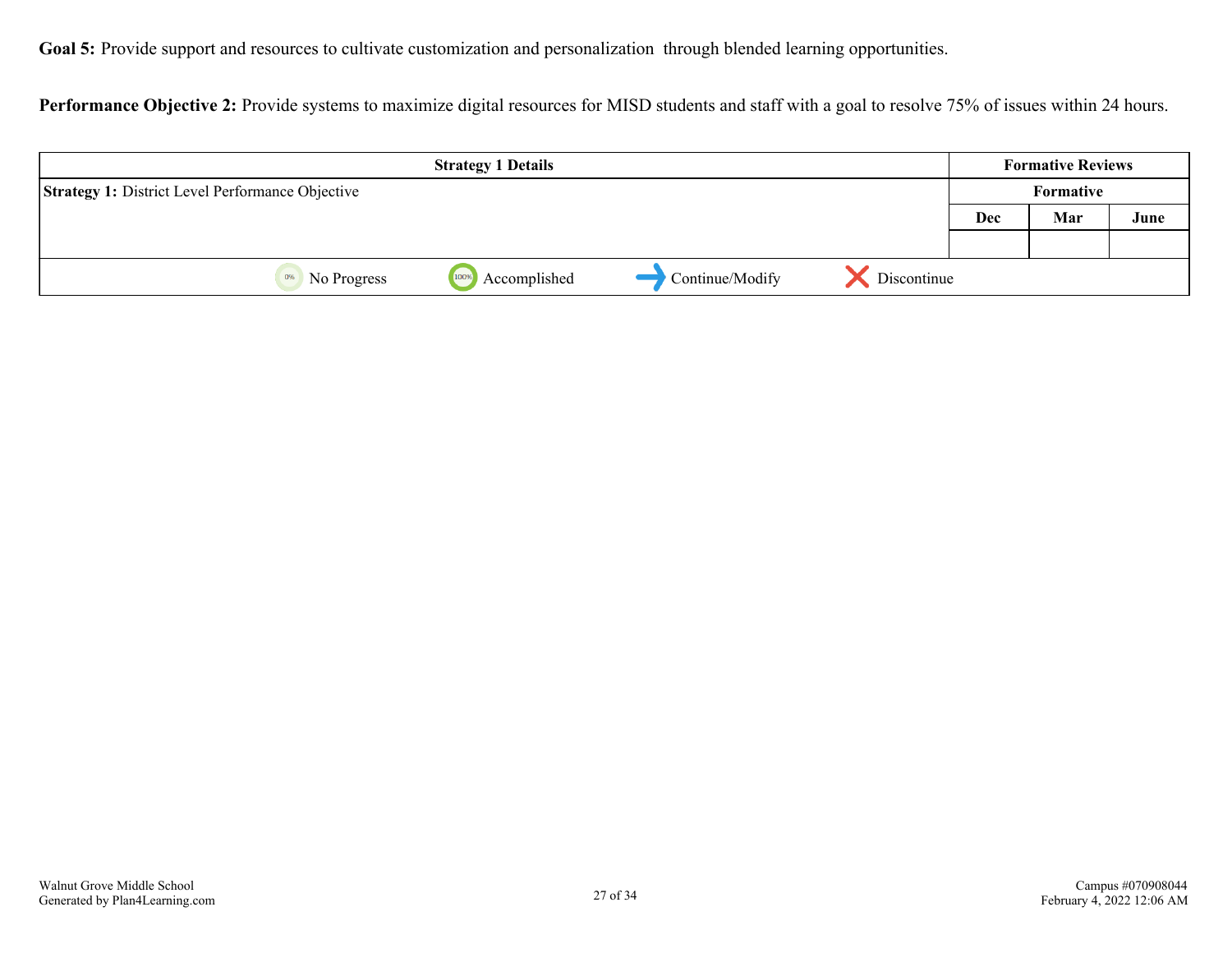**Goal 5:** Provide support and resources to cultivate customization and personalization through blended learning opportunities.

**Performance Objective 2:** Provide systems to maximize digital resources for MISD students and staff with a goal to resolve 75% of issues within 24 hours.

| Strategy 1 Details | Formative Reviews | | |
|---|---|---|---|
| **Strategy 1:** District Level Performance Objective | Formative | | |
| | Dec | Mar | June |
| | | | |

No Progress | Accomplished | Continue/Modify | Discontinue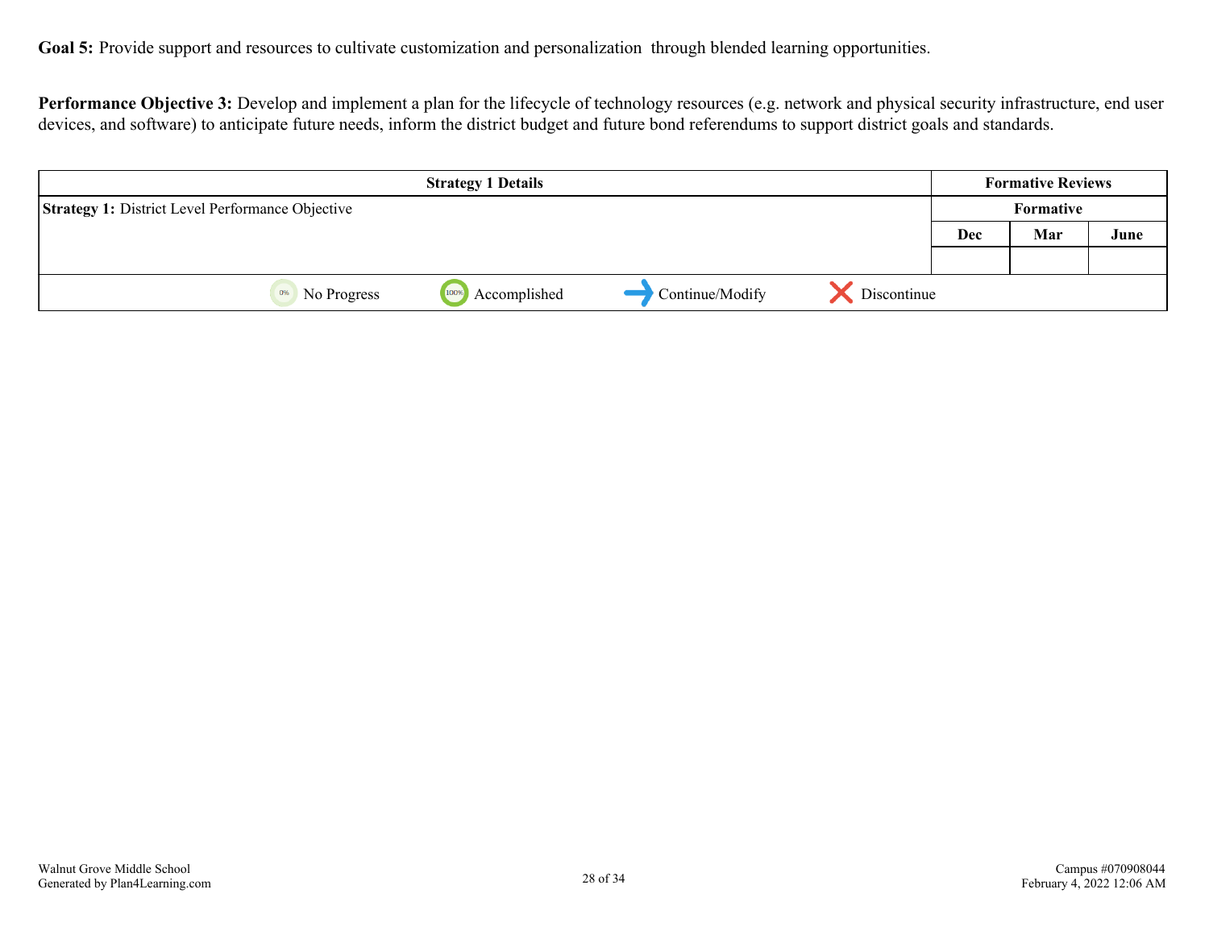**Goal 5:** Provide support and resources to cultivate customization and personalization through blended learning opportunities.

**Performance Objective 3:** Develop and implement a plan for the lifecycle of technology resources (e.g. network and physical security infrastructure, end user devices, and software) to anticipate future needs, inform the district budget and future bond referendums to support district goals and standards.

| Strategy 1 Details | Formative Reviews | | |
|---|---|---|---|
| | Formative | | |
| **Strategy 1:** District Level Performance Objective | Dec | Mar | June |
| | | | |

0% No Progress | 100% Accomplished | Continue/Modify | Discontinue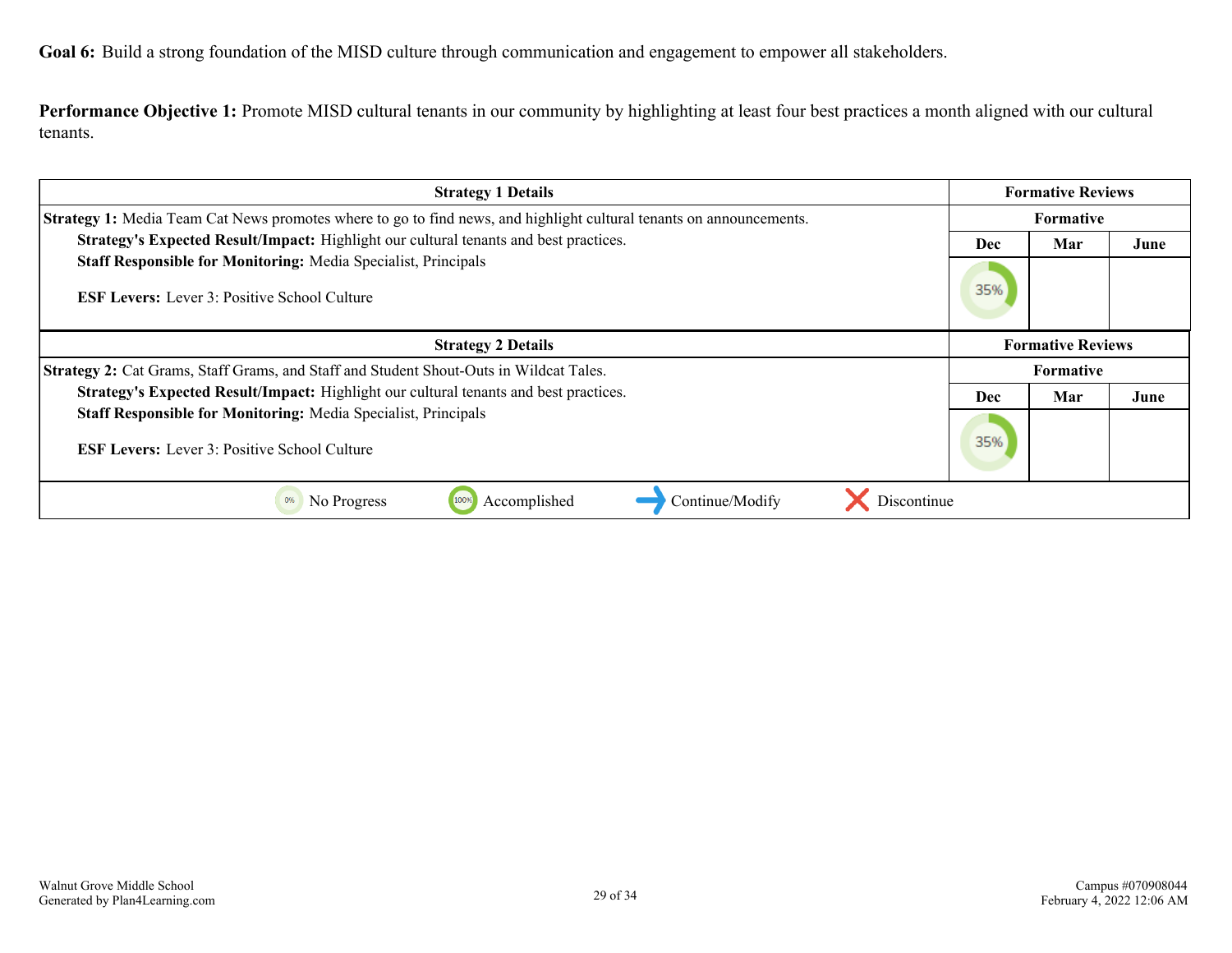**Goal 6:** Build a strong foundation of the MISD culture through communication and engagement to empower all stakeholders.

**Performance Objective 1:** Promote MISD cultural tenants in our community by highlighting at least four best practices a month aligned with our cultural tenants.

| Strategy 1 Details | Formative Reviews | | |
|---|---|---|---|
| **Strategy 1:** Media Team Cat News promotes where to go to find news, and highlight cultural tenants on announcements.<br>**Strategy's Expected Result/Impact:** Highlight our cultural tenants and best practices.<br>**Staff Responsible for Monitoring:** Media Specialist, Principals<br><br>**ESF Levers:** Lever 3: Positive School Culture | Formative | | |
| | Dec | Mar | June |
| | 35% | | |

| Strategy 2 Details | Formative Reviews | | |
|---|---|---|---|
| **Strategy 2:** Cat Grams, Staff Grams, and Staff and Student Shout-Outs in Wildcat Tales.<br>**Strategy's Expected Result/Impact:** Highlight our cultural tenants and best practices.<br>**Staff Responsible for Monitoring:** Media Specialist, Principals<br><br>**ESF Levers:** Lever 3: Positive School Culture | Formative | | |
| | Dec | Mar | June |
| | 35% | | |

0% No Progress | 100% Accomplished | → Continue/Modify | ✗ Discontinue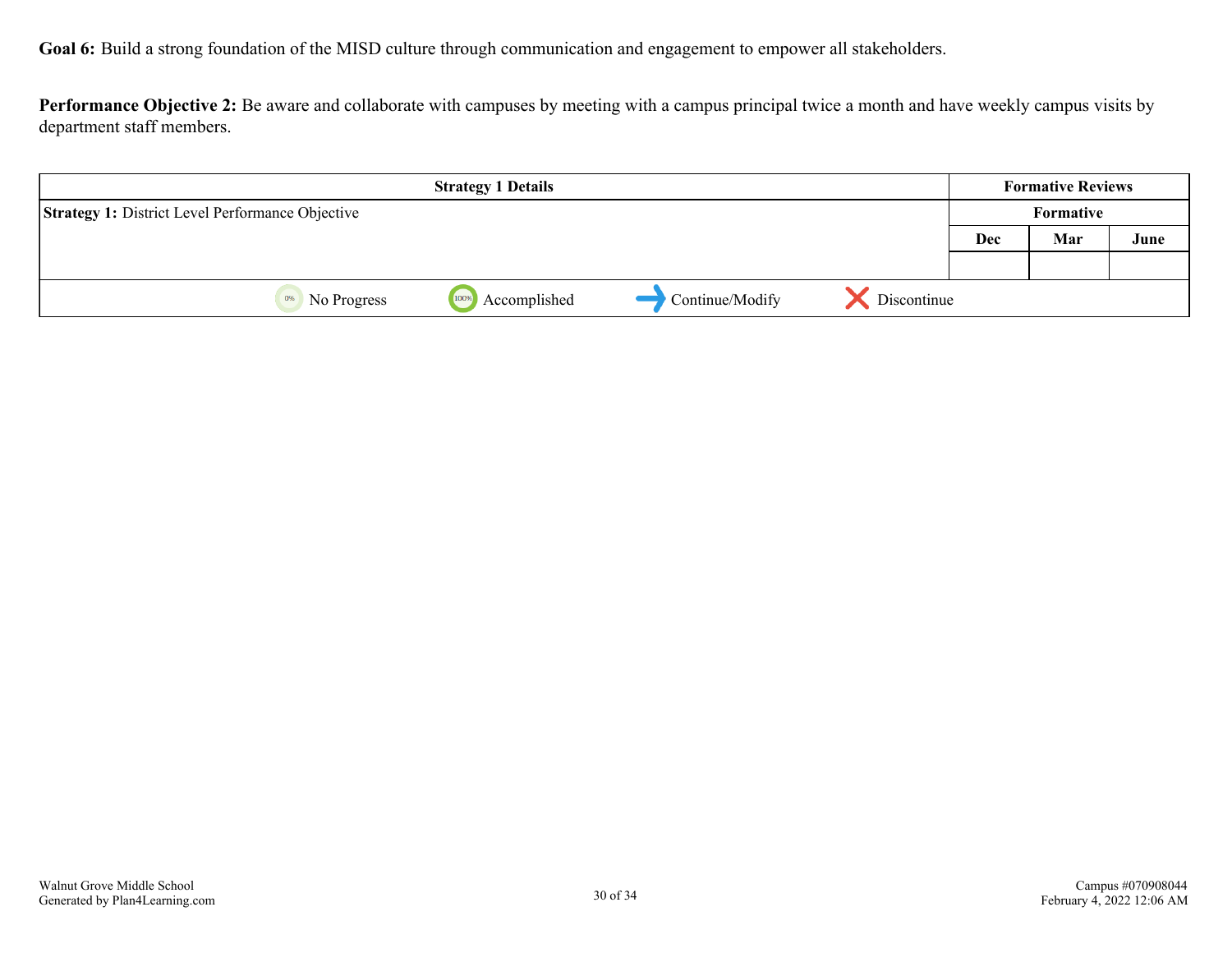**Goal 6:** Build a strong foundation of the MISD culture through communication and engagement to empower all stakeholders.

**Performance Objective 2:** Be aware and collaborate with campuses by meeting with a campus principal twice a month and have weekly campus visits by department staff members.

| Strategy 1 Details | Formative Reviews | | |
|---|---|---|---|
| | Formative | | |
| **Strategy 1:** District Level Performance Objective | Dec | Mar | June |
| | | | |

0% No Progress | 100% Accomplished | Continue/Modify | Discontinue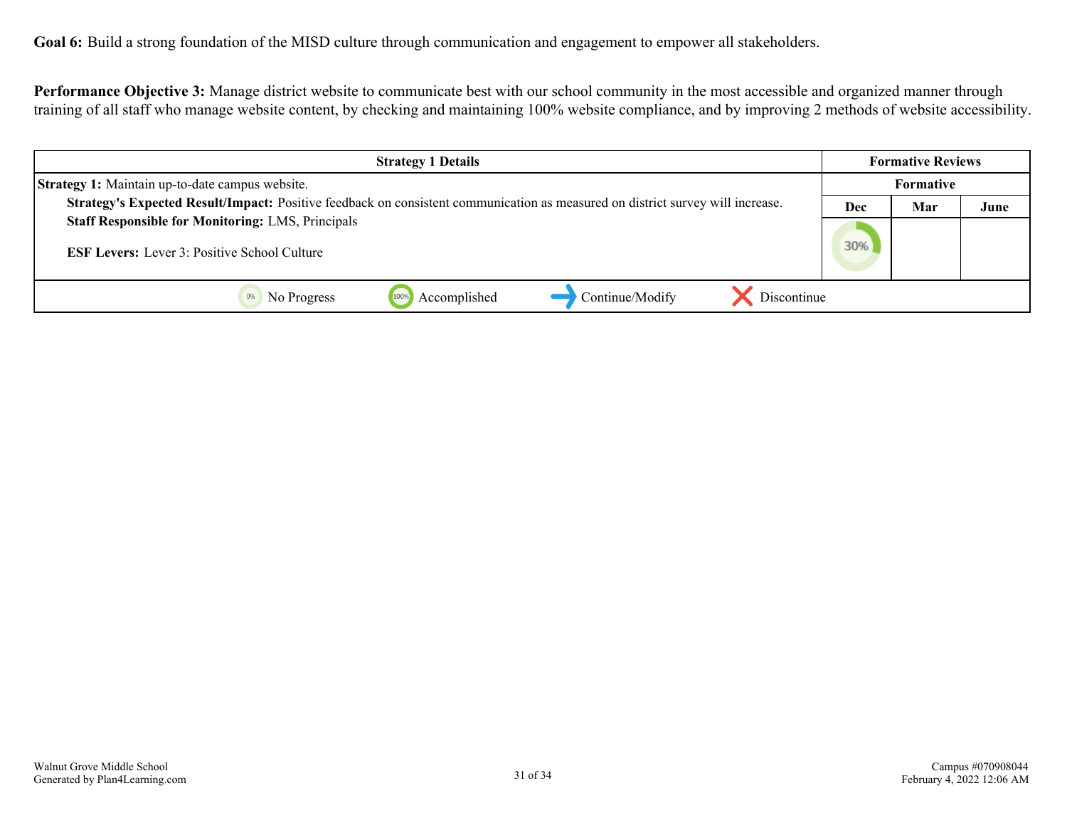**Goal 6:** Build a strong foundation of the MISD culture through communication and engagement to empower all stakeholders.

**Performance Objective 3:** Manage district website to communicate best with our school community in the most accessible and organized manner through training of all staff who manage website content, by checking and maintaining 100% website compliance, and by improving 2 methods of website accessibility.

| Strategy 1 Details | Formative Reviews | | |
|---|---|---|---|
| | Formative | | |
| | Dec | Mar | June |
| **Strategy 1:** Maintain up-to-date campus website.<br>**Strategy's Expected Result/Impact:** Positive feedback on consistent communication as measured on district survey will increase.<br>**Staff Responsible for Monitoring:** LMS, Principals<br><br>**ESF Levers:** Lever 3: Positive School Culture | 30% | | |

0% No Progress | 100% Accomplished | Continue/Modify | Discontinue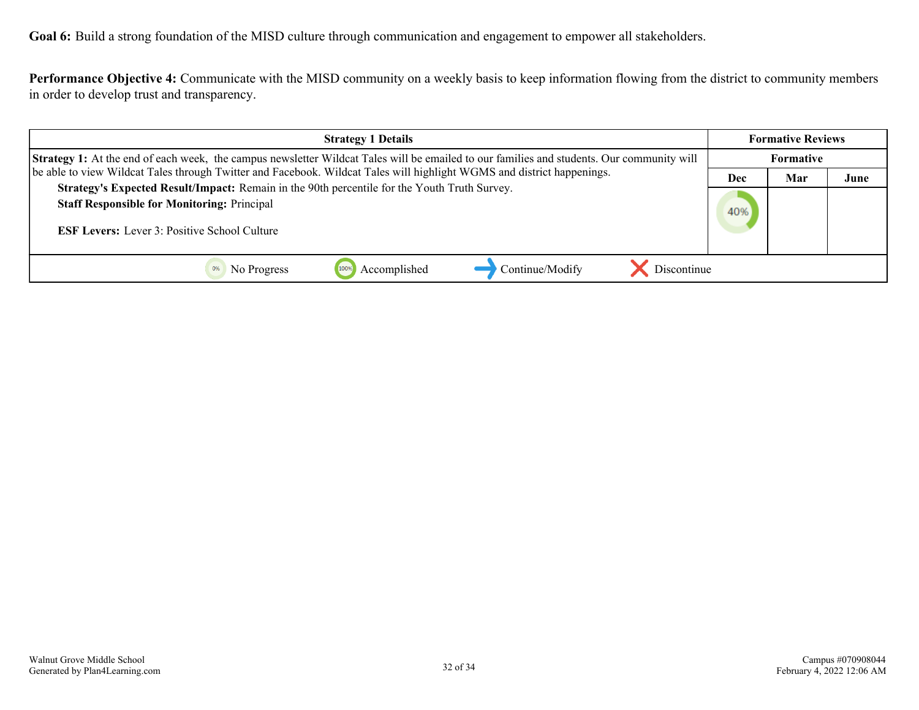**Goal 6:** Build a strong foundation of the MISD culture through communication and engagement to empower all stakeholders.

**Performance Objective 4:** Communicate with the MISD community on a weekly basis to keep information flowing from the district to community members in order to develop trust and transparency.

| Strategy 1 Details | Formative Reviews | | |
|---|---|---|---|
| | Formative | | |
| **Strategy 1:** At the end of each week, the campus newsletter Wildcat Tales will be emailed to our families and students. Our community will be able to view Wildcat Tales through Twitter and Facebook. Wildcat Tales will highlight WGMS and district happenings.<br>**Strategy's Expected Result/Impact:** Remain in the 90th percentile for the Youth Truth Survey.<br>**Staff Responsible for Monitoring:** Principal<br>**ESF Levers:** Lever 3: Positive School Culture | Dec | Mar | June |
| | 40% | | |

0% No Progress | 100% Accomplished | Continue/Modify | Discontinue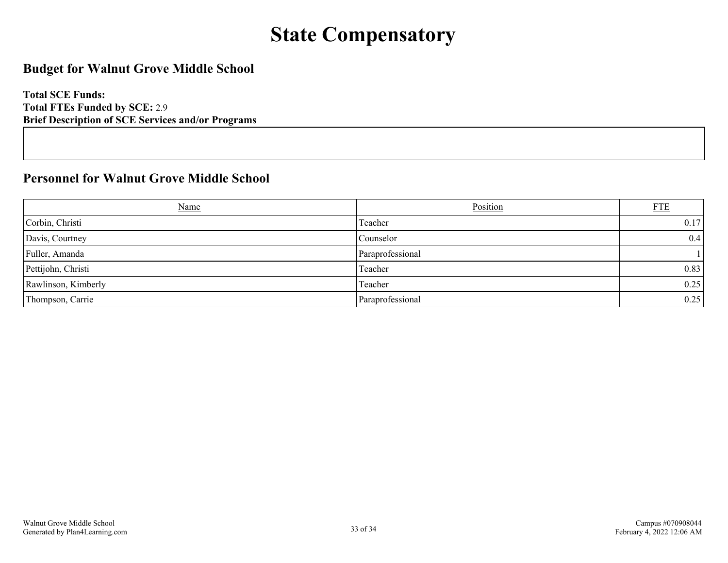# State Compensatory

## Budget for Walnut Grove Middle School

**Total SCE Funds:**
**Total FTEs Funded by SCE:** 2.9
**Brief Description of SCE Services and/or Programs**

## Personnel for Walnut Grove Middle School

| Name | Position | FTE |
|---|---|---|
| Corbin, Christi | Teacher | 0.17 |
| Davis, Courtney | Counselor | 0.4 |
| Fuller, Amanda | Paraprofessional | 1 |
| Pettijohn, Christi | Teacher | 0.83 |
| Rawlinson, Kimberly | Teacher | 0.25 |
| Thompson, Carrie | Paraprofessional | 0.25 |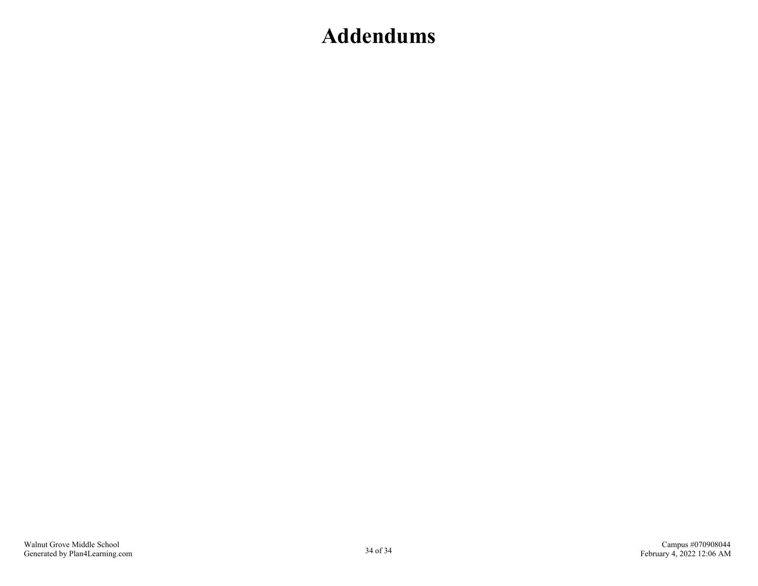# Addendums